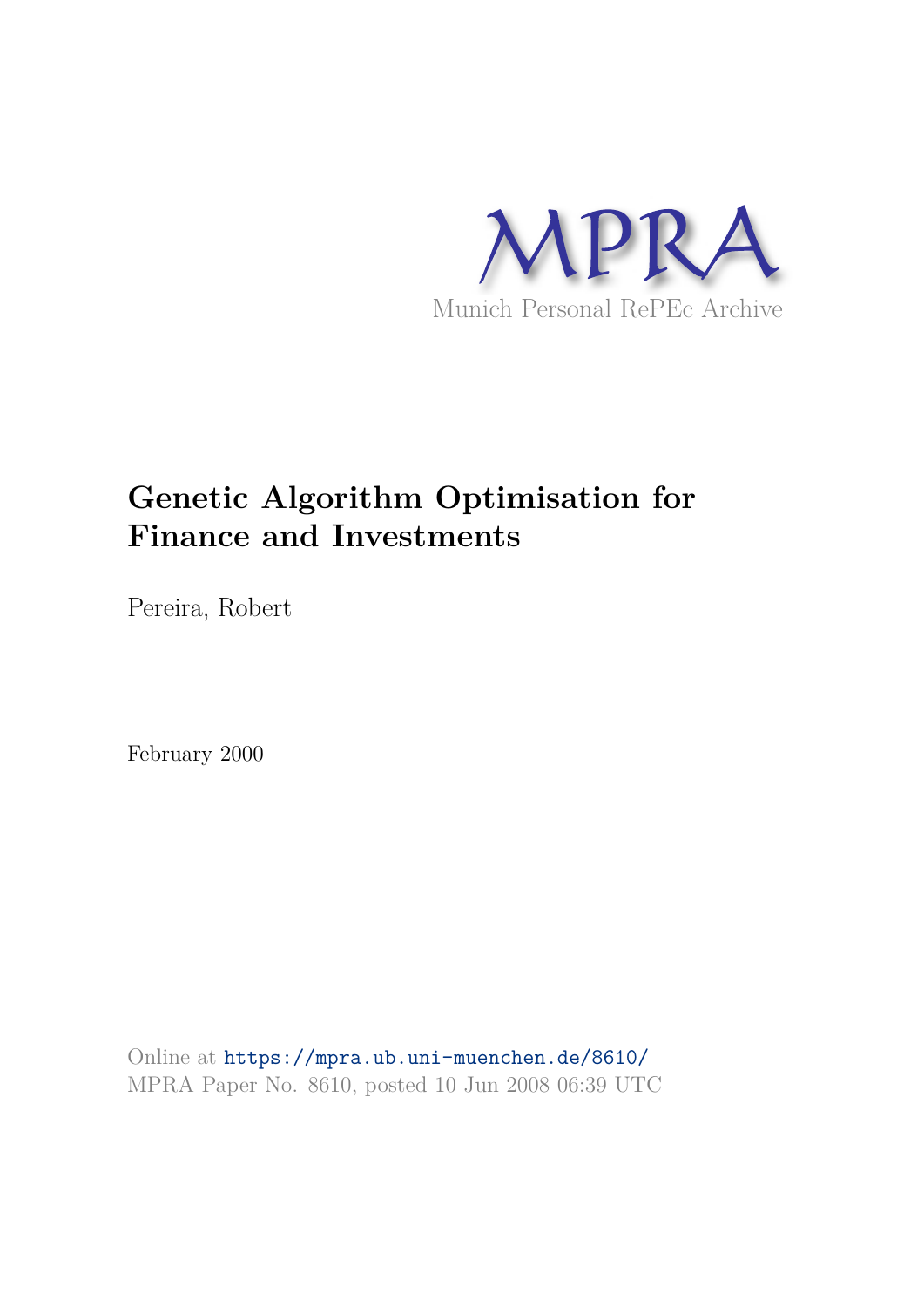MPRA

Munich Personal RePEc Archive

# Genetic Algorithm Optimisation for Finance and Investments

Pereira, Robert

February 2000

Online at https://mpra.ub.uni-muenchen.de/8610/
MPRA Paper No. 8610, posted 10 Jun 2008 06:39 UTC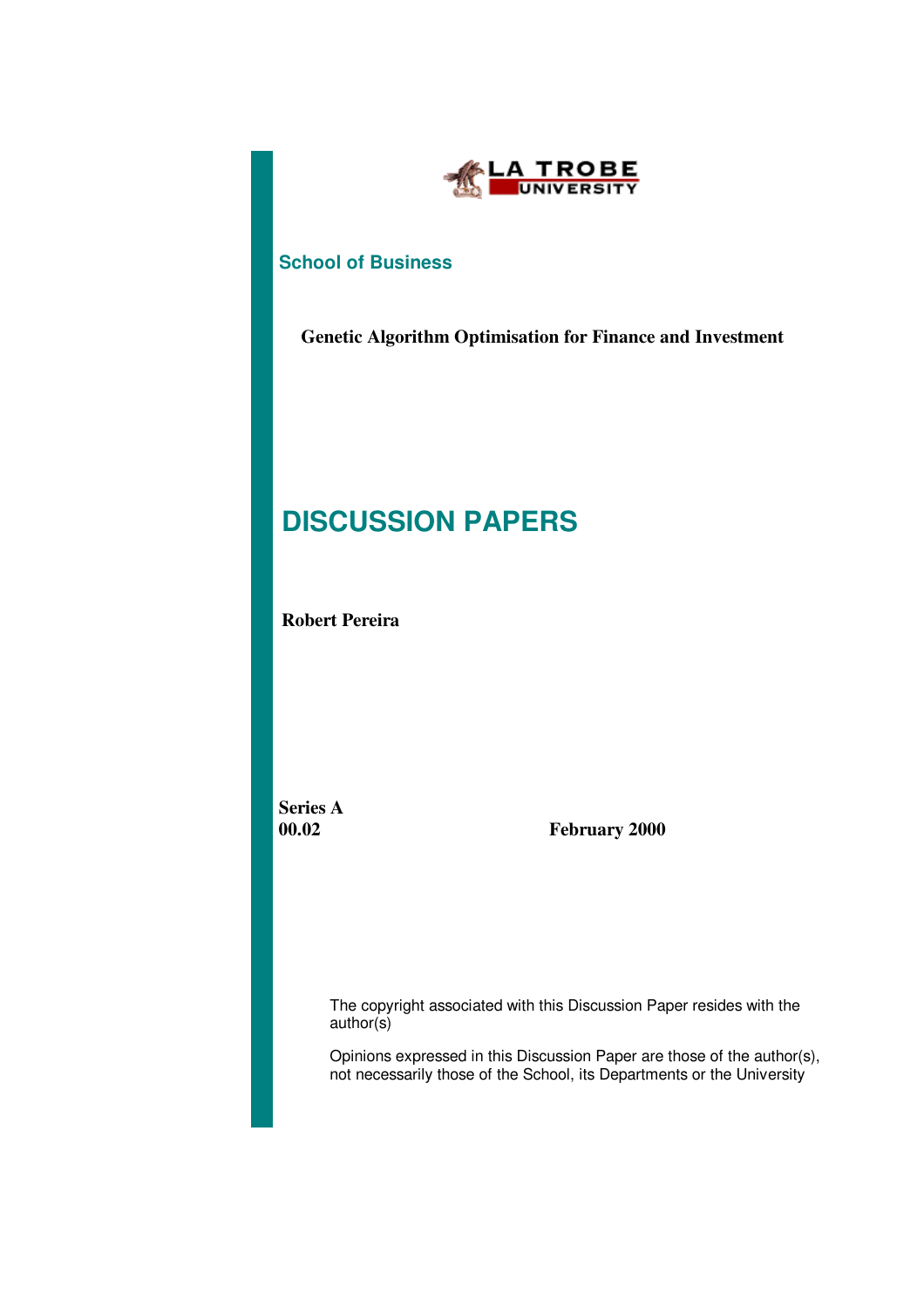LA TROBE UNIVERSITY

**School of Business**

**Genetic Algorithm Optimisation for Finance and Investment**

# DISCUSSION PAPERS

**Robert Pereira**

**Series A**
**00.02**

**February 2000**

The copyright associated with this Discussion Paper resides with the author(s)

Opinions expressed in this Discussion Paper are those of the author(s), not necessarily those of the School, its Departments or the University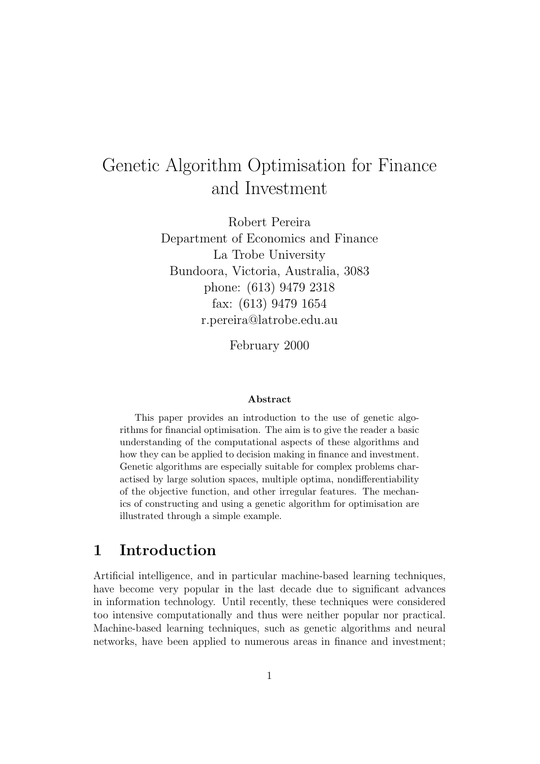# Genetic Algorithm Optimisation for Finance and Investment

Robert Pereira
Department of Economics and Finance
La Trobe University
Bundoora, Victoria, Australia, 3083
phone: (613) 9479 2318
fax: (613) 9479 1654
r.pereira@latrobe.edu.au

February 2000

**Abstract**

This paper provides an introduction to the use of genetic algorithms for financial optimisation. The aim is to give the reader a basic understanding of the computational aspects of these algorithms and how they can be applied to decision making in finance and investment. Genetic algorithms are especially suitable for complex problems charactised by large solution spaces, multiple optima, nondifferentiability of the objective function, and other irregular features. The mechanics of constructing and using a genetic algorithm for optimisation are illustrated through a simple example.

## 1 Introduction

Artificial intelligence, and in particular machine-based learning techniques, have become very popular in the last decade due to significant advances in information technology. Until recently, these techniques were considered too intensive computationally and thus were neither popular nor practical. Machine-based learning techniques, such as genetic algorithms and neural networks, have been applied to numerous areas in finance and investment;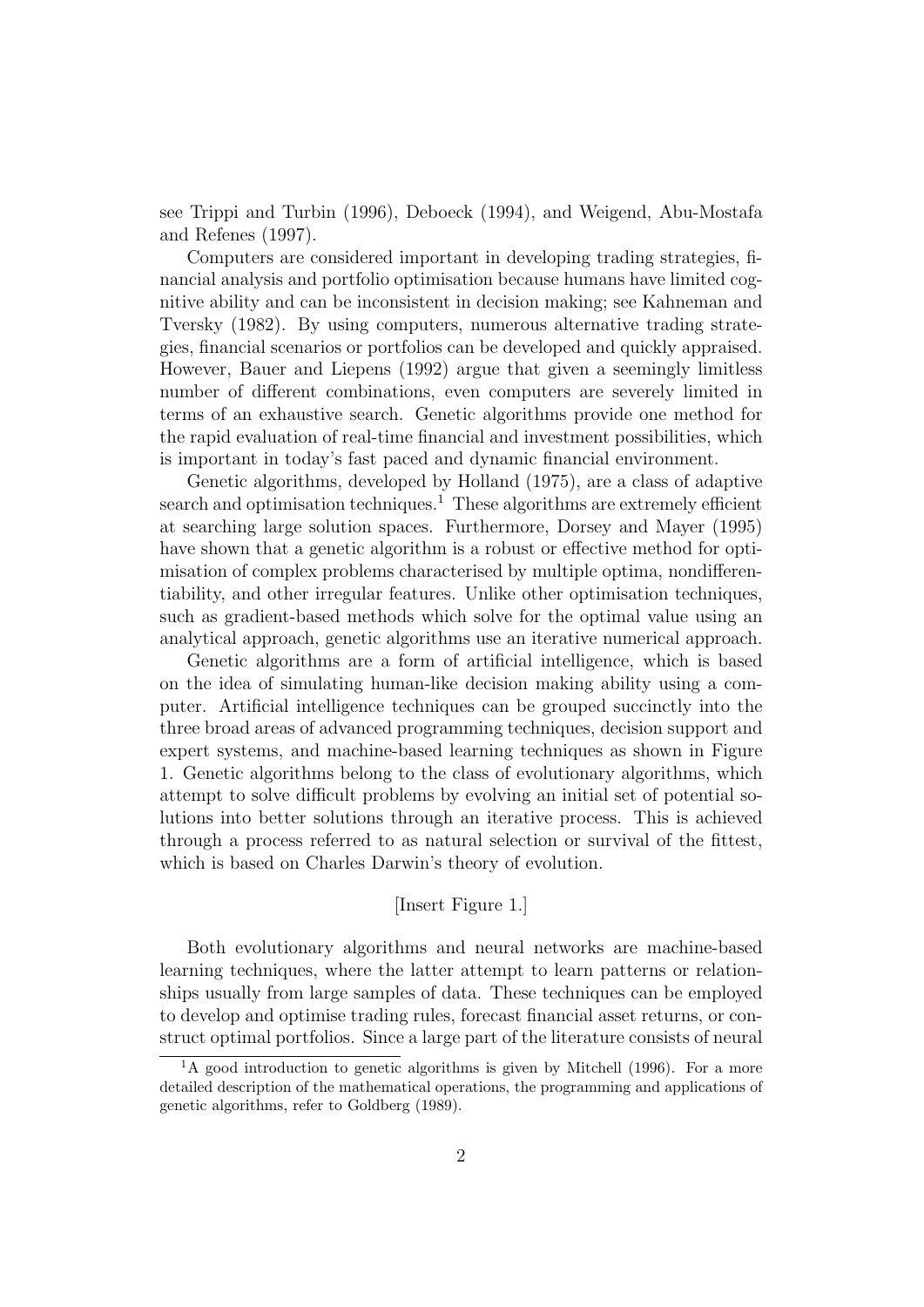see Trippi and Turbin (1996), Deboeck (1994), and Weigend, Abu-Mostafa and Refenes (1997).

Computers are considered important in developing trading strategies, financial analysis and portfolio optimisation because humans have limited cognitive ability and can be inconsistent in decision making; see Kahneman and Tversky (1982). By using computers, numerous alternative trading strategies, financial scenarios or portfolios can be developed and quickly appraised. However, Bauer and Liepens (1992) argue that given a seemingly limitless number of different combinations, even computers are severely limited in terms of an exhaustive search. Genetic algorithms provide one method for the rapid evaluation of real-time financial and investment possibilities, which is important in today's fast paced and dynamic financial environment.

Genetic algorithms, developed by Holland (1975), are a class of adaptive search and optimisation techniques.[1] These algorithms are extremely efficient at searching large solution spaces. Furthermore, Dorsey and Mayer (1995) have shown that a genetic algorithm is a robust or effective method for optimisation of complex problems characterised by multiple optima, nondifferentiability, and other irregular features. Unlike other optimisation techniques, such as gradient-based methods which solve for the optimal value using an analytical approach, genetic algorithms use an iterative numerical approach.

Genetic algorithms are a form of artificial intelligence, which is based on the idea of simulating human-like decision making ability using a computer. Artificial intelligence techniques can be grouped succinctly into the three broad areas of advanced programming techniques, decision support and expert systems, and machine-based learning techniques as shown in Figure 1. Genetic algorithms belong to the class of evolutionary algorithms, which attempt to solve difficult problems by evolving an initial set of potential solutions into better solutions through an iterative process. This is achieved through a process referred to as natural selection or survival of the fittest, which is based on Charles Darwin's theory of evolution.

[Insert Figure 1.]

Both evolutionary algorithms and neural networks are machine-based learning techniques, where the latter attempt to learn patterns or relationships usually from large samples of data. These techniques can be employed to develop and optimise trading rules, forecast financial asset returns, or construct optimal portfolios. Since a large part of the literature consists of neural

[1] A good introduction to genetic algorithms is given by Mitchell (1996). For a more detailed description of the mathematical operations, the programming and applications of genetic algorithms, refer to Goldberg (1989).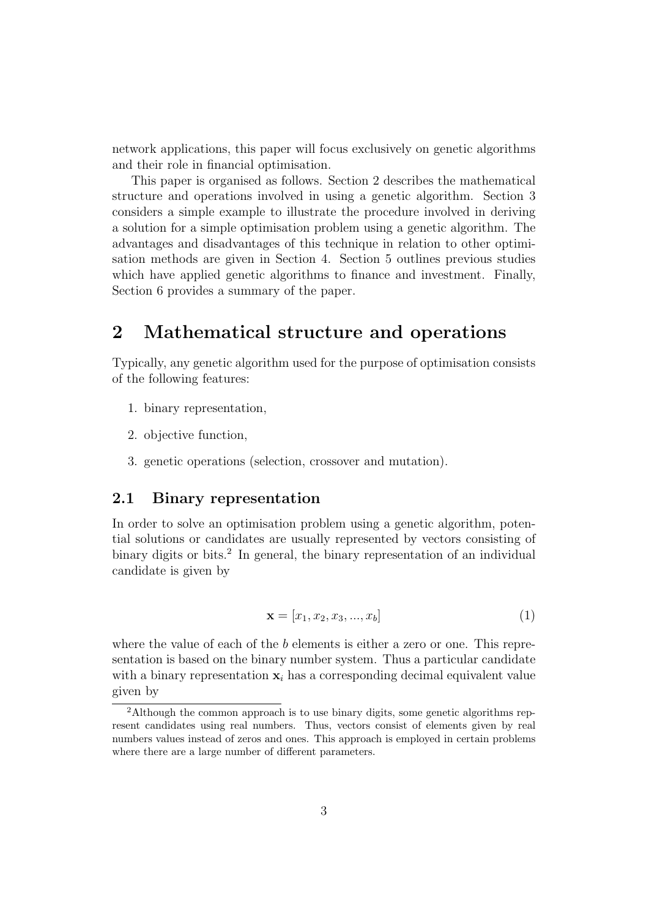network applications, this paper will focus exclusively on genetic algorithms and their role in financial optimisation.

This paper is organised as follows. Section 2 describes the mathematical structure and operations involved in using a genetic algorithm. Section 3 considers a simple example to illustrate the procedure involved in deriving a solution for a simple optimisation problem using a genetic algorithm. The advantages and disadvantages of this technique in relation to other optimisation methods are given in Section 4. Section 5 outlines previous studies which have applied genetic algorithms to finance and investment. Finally, Section 6 provides a summary of the paper.

# 2 Mathematical structure and operations

Typically, any genetic algorithm used for the purpose of optimisation consists of the following features:

1. binary representation,
2. objective function,
3. genetic operations (selection, crossover and mutation).

## 2.1 Binary representation

In order to solve an optimisation problem using a genetic algorithm, potential solutions or candidates are usually represented by vectors consisting of binary digits or bits.[2] In general, the binary representation of an individual candidate is given by

$$\mathbf{x} = [x_1, x_2, x_3, ..., x_b] \tag{1}$$

where the value of each of the $b$ elements is either a zero or one. This representation is based on the binary number system. Thus a particular candidate with a binary representation $\mathbf{x}_i$ has a corresponding decimal equivalent value given by

[2] Although the common approach is to use binary digits, some genetic algorithms represent candidates using real numbers. Thus, vectors consist of elements given by real numbers values instead of zeros and ones. This approach is employed in certain problems where there are a large number of different parameters.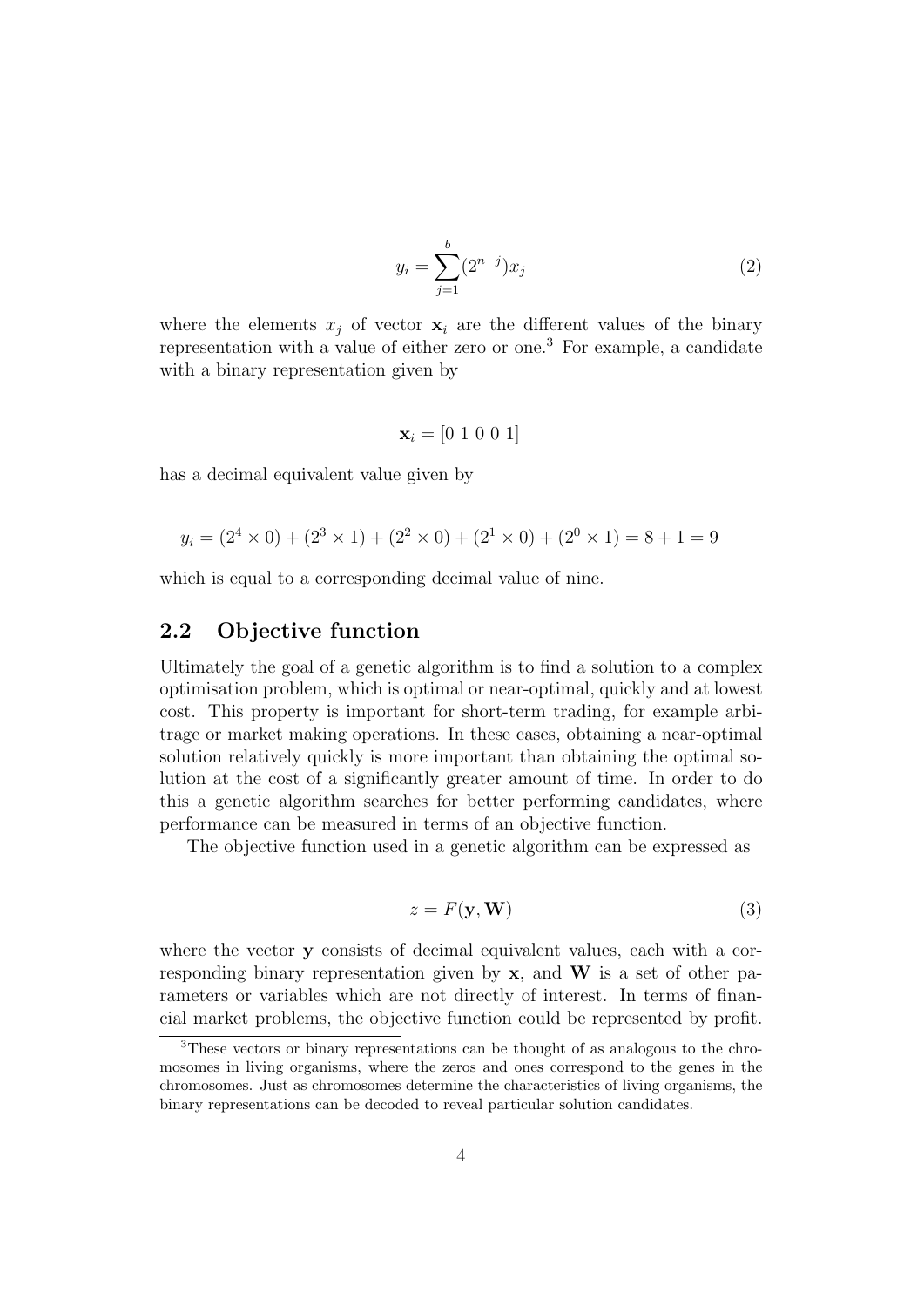$$y_i = \sum_{j=1}^{b} (2^{n-j}) x_j \tag{2}$$

where the elements $x_j$ of vector $\mathbf{x}_i$ are the different values of the binary representation with a value of either zero or one.[3] For example, a candidate with a binary representation given by

$$\mathbf{x}_i = [0\ 1\ 0\ 0\ 1]$$

has a decimal equivalent value given by

$$y_i = (2^4 \times 0) + (2^3 \times 1) + (2^2 \times 0) + (2^1 \times 0) + (2^0 \times 1) = 8 + 1 = 9$$

which is equal to a corresponding decimal value of nine.

## 2.2 Objective function

Ultimately the goal of a genetic algorithm is to find a solution to a complex optimisation problem, which is optimal or near-optimal, quickly and at lowest cost. This property is important for short-term trading, for example arbitrage or market making operations. In these cases, obtaining a near-optimal solution relatively quickly is more important than obtaining the optimal solution at the cost of a significantly greater amount of time. In order to do this a genetic algorithm searches for better performing candidates, where performance can be measured in terms of an objective function.

The objective function used in a genetic algorithm can be expressed as

$$z = F(\mathbf{y}, \mathbf{W}) \tag{3}$$

where the vector $\mathbf{y}$ consists of decimal equivalent values, each with a corresponding binary representation given by $\mathbf{x}$, and $\mathbf{W}$ is a set of other parameters or variables which are not directly of interest. In terms of financial market problems, the objective function could be represented by profit.

[3] These vectors or binary representations can be thought of as analogous to the chromosomes in living organisms, where the zeros and ones correspond to the genes in the chromosomes. Just as chromosomes determine the characteristics of living organisms, the binary representations can be decoded to reveal particular solution candidates.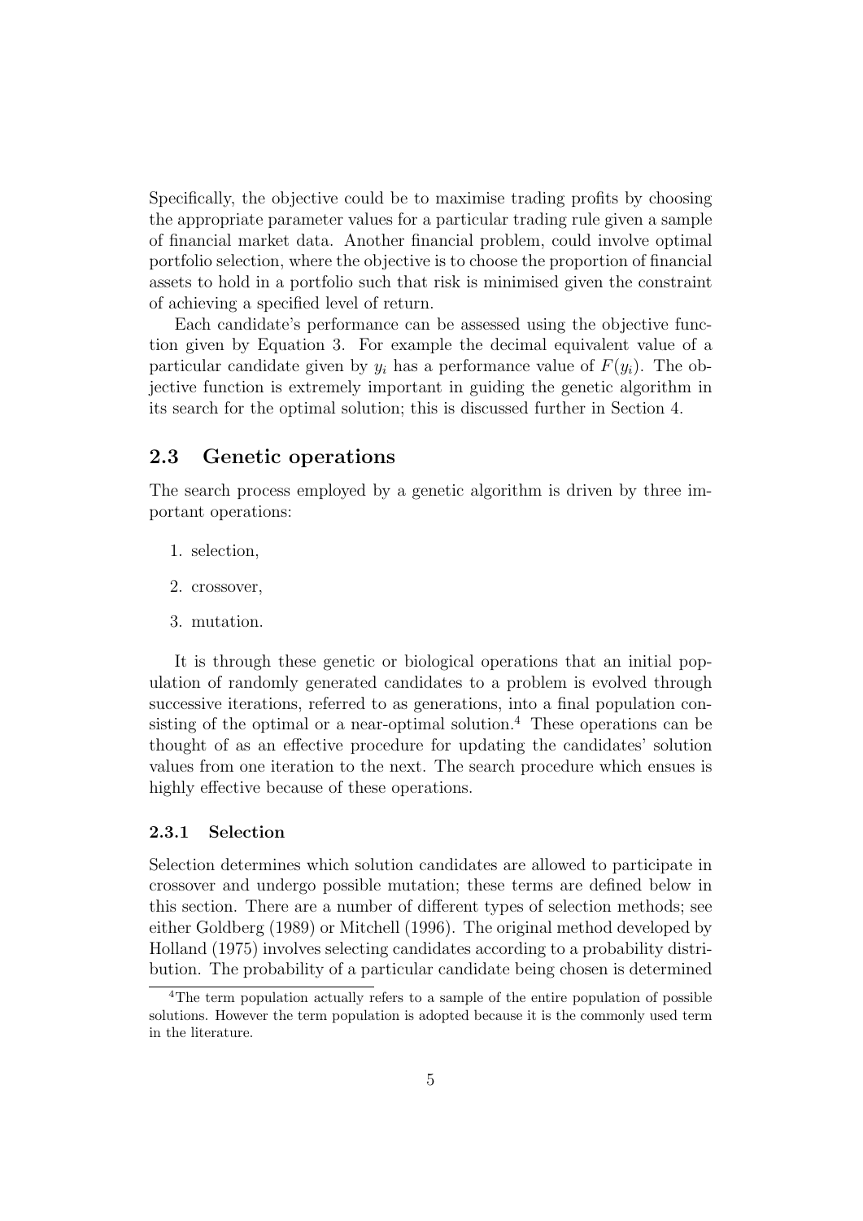Specifically, the objective could be to maximise trading profits by choosing the appropriate parameter values for a particular trading rule given a sample of financial market data. Another financial problem, could involve optimal portfolio selection, where the objective is to choose the proportion of financial assets to hold in a portfolio such that risk is minimised given the constraint of achieving a specified level of return.

Each candidate's performance can be assessed using the objective function given by Equation 3. For example the decimal equivalent value of a particular candidate given by $y_i$ has a performance value of $F(y_i)$. The objective function is extremely important in guiding the genetic algorithm in its search for the optimal solution; this is discussed further in Section 4.

## 2.3 Genetic operations

The search process employed by a genetic algorithm is driven by three important operations:

1. selection,
2. crossover,
3. mutation.

It is through these genetic or biological operations that an initial population of randomly generated candidates to a problem is evolved through successive iterations, referred to as generations, into a final population consisting of the optimal or a near-optimal solution.[4] These operations can be thought of as an effective procedure for updating the candidates' solution values from one iteration to the next. The search procedure which ensues is highly effective because of these operations.

### 2.3.1 Selection

Selection determines which solution candidates are allowed to participate in crossover and undergo possible mutation; these terms are defined below in this section. There are a number of different types of selection methods; see either Goldberg (1989) or Mitchell (1996). The original method developed by Holland (1975) involves selecting candidates according to a probability distribution. The probability of a particular candidate being chosen is determined

[4] The term population actually refers to a sample of the entire population of possible solutions. However the term population is adopted because it is the commonly used term in the literature.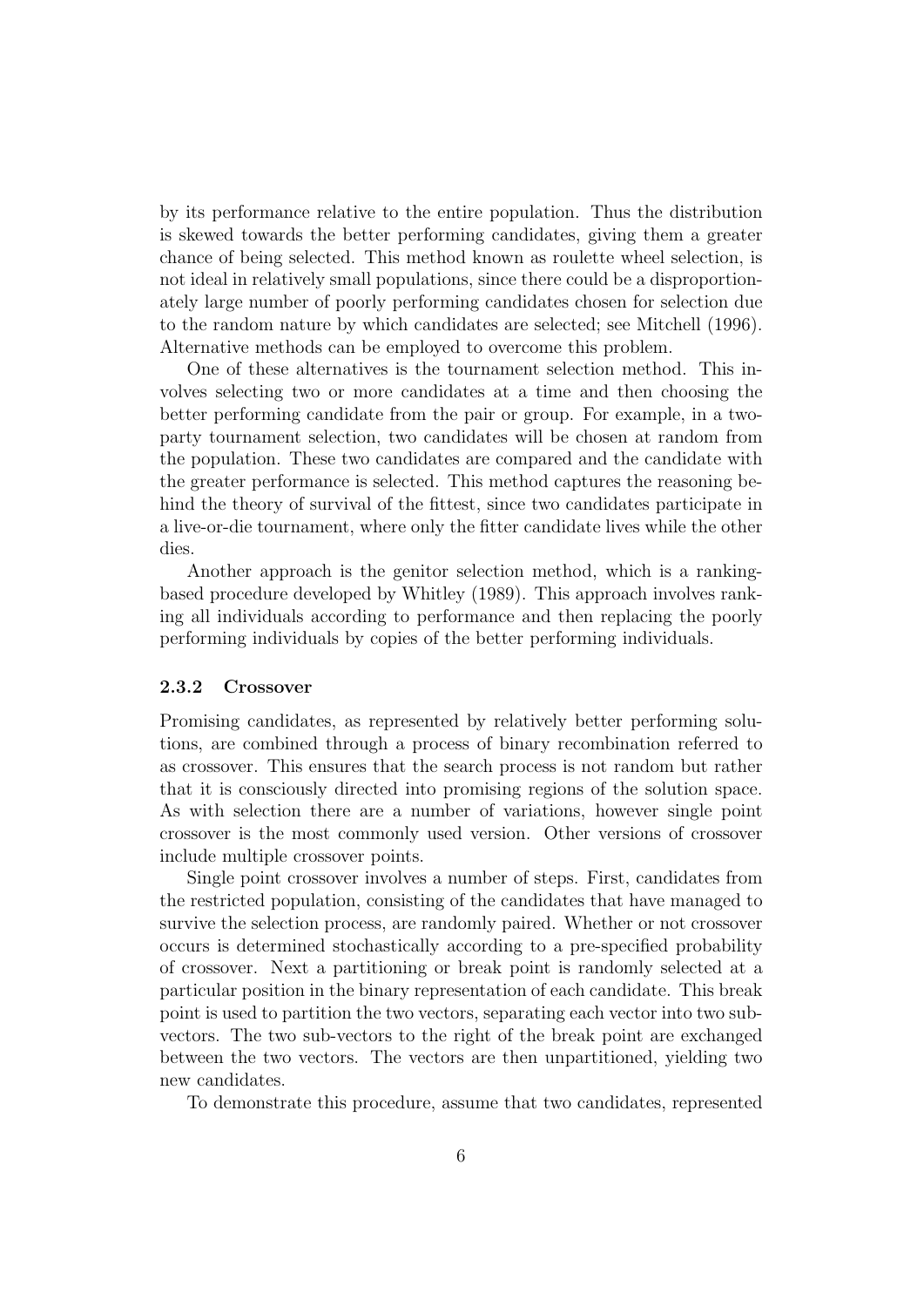by its performance relative to the entire population. Thus the distribution is skewed towards the better performing candidates, giving them a greater chance of being selected. This method known as roulette wheel selection, is not ideal in relatively small populations, since there could be a disproportionately large number of poorly performing candidates chosen for selection due to the random nature by which candidates are selected; see Mitchell (1996). Alternative methods can be employed to overcome this problem.

One of these alternatives is the tournament selection method. This involves selecting two or more candidates at a time and then choosing the better performing candidate from the pair or group. For example, in a two-party tournament selection, two candidates will be chosen at random from the population. These two candidates are compared and the candidate with the greater performance is selected. This method captures the reasoning behind the theory of survival of the fittest, since two candidates participate in a live-or-die tournament, where only the fitter candidate lives while the other dies.

Another approach is the genitor selection method, which is a ranking-based procedure developed by Whitley (1989). This approach involves ranking all individuals according to performance and then replacing the poorly performing individuals by copies of the better performing individuals.

### 2.3.2 Crossover

Promising candidates, as represented by relatively better performing solutions, are combined through a process of binary recombination referred to as crossover. This ensures that the search process is not random but rather that it is consciously directed into promising regions of the solution space. As with selection there are a number of variations, however single point crossover is the most commonly used version. Other versions of crossover include multiple crossover points.

Single point crossover involves a number of steps. First, candidates from the restricted population, consisting of the candidates that have managed to survive the selection process, are randomly paired. Whether or not crossover occurs is determined stochastically according to a pre-specified probability of crossover. Next a partitioning or break point is randomly selected at a particular position in the binary representation of each candidate. This break point is used to partition the two vectors, separating each vector into two sub-vectors. The two sub-vectors to the right of the break point are exchanged between the two vectors. The vectors are then unpartitioned, yielding two new candidates.

To demonstrate this procedure, assume that two candidates, represented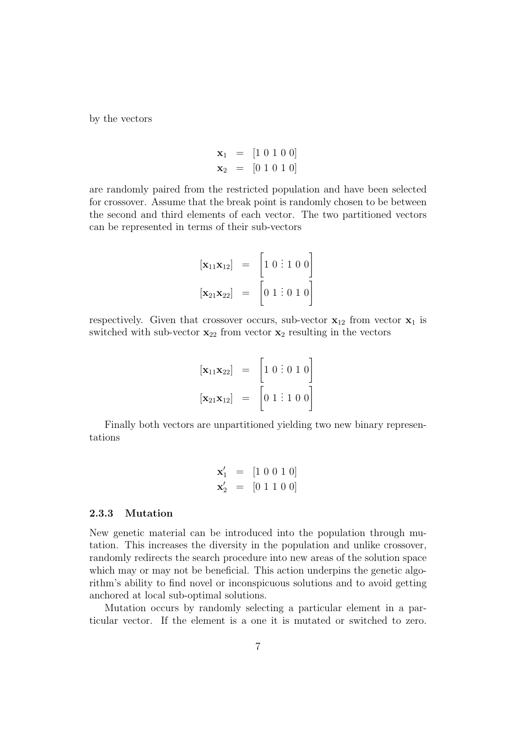by the vectors

$$
\begin{aligned}
\mathbf{x}_1 &= [1\ 0\ 1\ 0\ 0] \\
\mathbf{x}_2 &= [0\ 1\ 0\ 1\ 0]
\end{aligned}
$$

are randomly paired from the restricted population and have been selected for crossover. Assume that the break point is randomly chosen to be between the second and third elements of each vector. The two partitioned vectors can be represented in terms of their sub-vectors

$$
\begin{aligned}
[\mathbf{x}_{11}\mathbf{x}_{12}] &= \left[1\ 0 \vdots 1\ 0\ 0\right] \\
[\mathbf{x}_{21}\mathbf{x}_{22}] &= \left[0\ 1 \vdots 0\ 1\ 0\right]
\end{aligned}
$$

respectively. Given that crossover occurs, sub-vector $\mathbf{x}_{12}$ from vector $\mathbf{x}_1$ is switched with sub-vector $\mathbf{x}_{22}$ from vector $\mathbf{x}_2$ resulting in the vectors

$$
\begin{aligned}
[\mathbf{x}_{11}\mathbf{x}_{22}] &= \left[1\ 0 \vdots 0\ 1\ 0\right] \\
[\mathbf{x}_{21}\mathbf{x}_{12}] &= \left[0\ 1 \vdots 1\ 0\ 0\right]
\end{aligned}
$$

Finally both vectors are unpartitioned yielding two new binary representations

$$
\begin{aligned}
\mathbf{x}_1' &= [1\ 0\ 0\ 1\ 0] \\
\mathbf{x}_2' &= [0\ 1\ 1\ 0\ 0]
\end{aligned}
$$

### 2.3.3 Mutation

New genetic material can be introduced into the population through mutation. This increases the diversity in the population and unlike crossover, randomly redirects the search procedure into new areas of the solution space which may or may not be beneficial. This action underpins the genetic algorithm's ability to find novel or inconspicuous solutions and to avoid getting anchored at local sub-optimal solutions.

Mutation occurs by randomly selecting a particular element in a particular vector. If the element is a one it is mutated or switched to zero.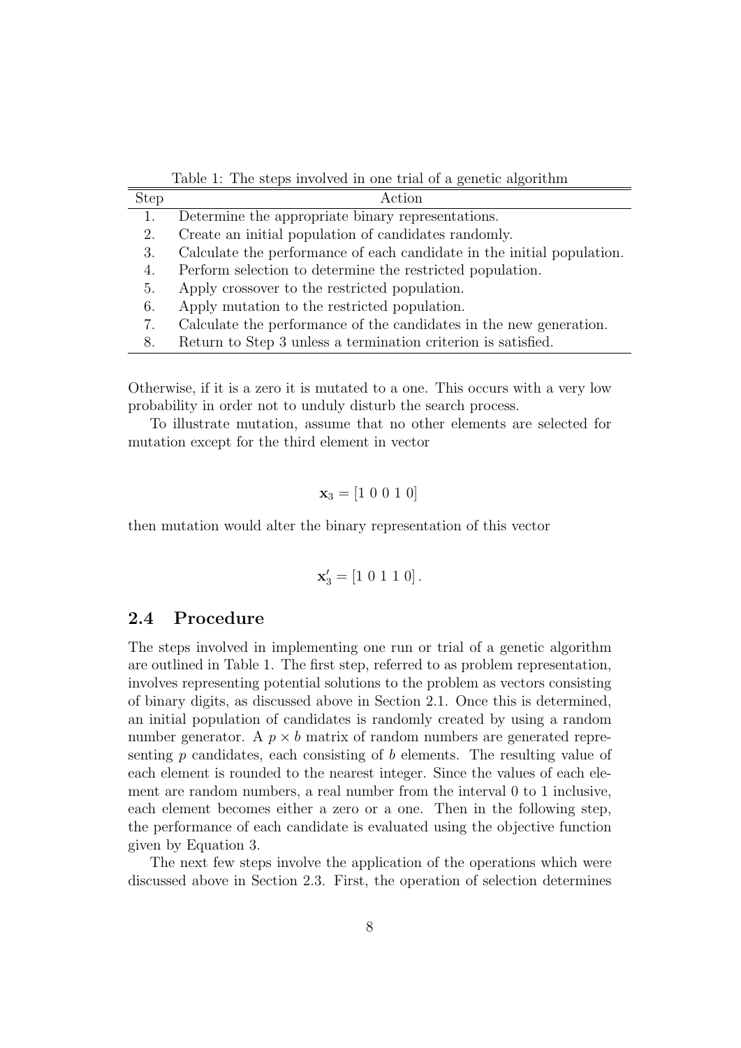Table 1: The steps involved in one trial of a genetic algorithm

| Step | Action |
|---|---|
| 1. | Determine the appropriate binary representations. |
| 2. | Create an initial population of candidates randomly. |
| 3. | Calculate the performance of each candidate in the initial population. |
| 4. | Perform selection to determine the restricted population. |
| 5. | Apply crossover to the restricted population. |
| 6. | Apply mutation to the restricted population. |
| 7. | Calculate the performance of the candidates in the new generation. |
| 8. | Return to Step 3 unless a termination criterion is satisfied. |

Otherwise, if it is a zero it is mutated to a one. This occurs with a very low probability in order not to unduly disturb the search process.

To illustrate mutation, assume that no other elements are selected for mutation except for the third element in vector

$$\mathbf{x}_3 = [1\ 0\ 0\ 1\ 0]$$

then mutation would alter the binary representation of this vector

$$\mathbf{x}_3' = [1\ 0\ 1\ 1\ 0]\,.$$

## 2.4 Procedure

The steps involved in implementing one run or trial of a genetic algorithm are outlined in Table 1. The first step, referred to as problem representation, involves representing potential solutions to the problem as vectors consisting of binary digits, as discussed above in Section 2.1. Once this is determined, an initial population of candidates is randomly created by using a random number generator. A $p \times b$ matrix of random numbers are generated representing $p$ candidates, each consisting of $b$ elements. The resulting value of each element is rounded to the nearest integer. Since the values of each element are random numbers, a real number from the interval 0 to 1 inclusive, each element becomes either a zero or a one. Then in the following step, the performance of each candidate is evaluated using the objective function given by Equation 3.

The next few steps involve the application of the operations which were discussed above in Section 2.3. First, the operation of selection determines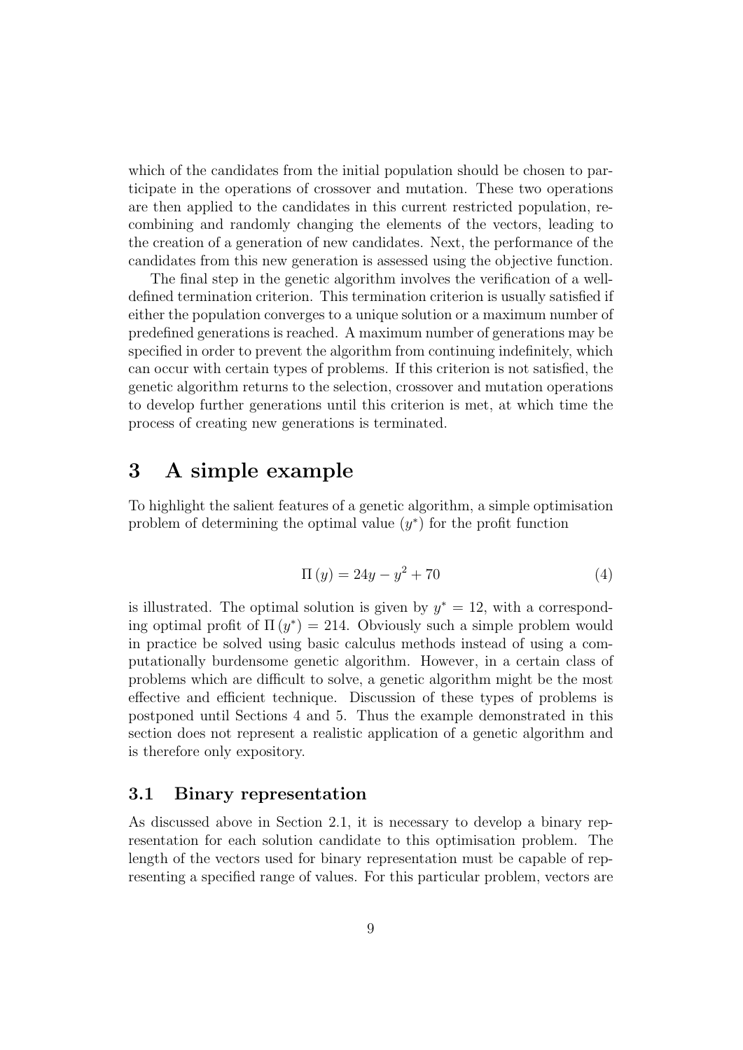which of the candidates from the initial population should be chosen to participate in the operations of crossover and mutation. These two operations are then applied to the candidates in this current restricted population, recombining and randomly changing the elements of the vectors, leading to the creation of a generation of new candidates. Next, the performance of the candidates from this new generation is assessed using the objective function.

The final step in the genetic algorithm involves the verification of a well-defined termination criterion. This termination criterion is usually satisfied if either the population converges to a unique solution or a maximum number of predefined generations is reached. A maximum number of generations may be specified in order to prevent the algorithm from continuing indefinitely, which can occur with certain types of problems. If this criterion is not satisfied, the genetic algorithm returns to the selection, crossover and mutation operations to develop further generations until this criterion is met, at which time the process of creating new generations is terminated.

# 3 A simple example

To highlight the salient features of a genetic algorithm, a simple optimisation problem of determining the optimal value ($y^*$) for the profit function

$$\Pi(y) = 24y - y^2 + 70 \tag{4}$$

is illustrated. The optimal solution is given by $y^* = 12$, with a corresponding optimal profit of $\Pi(y^*) = 214$. Obviously such a simple problem would in practice be solved using basic calculus methods instead of using a computationally burdensome genetic algorithm. However, in a certain class of problems which are difficult to solve, a genetic algorithm might be the most effective and efficient technique. Discussion of these types of problems is postponed until Sections 4 and 5. Thus the example demonstrated in this section does not represent a realistic application of a genetic algorithm and is therefore only expository.

## 3.1 Binary representation

As discussed above in Section 2.1, it is necessary to develop a binary representation for each solution candidate to this optimisation problem. The length of the vectors used for binary representation must be capable of representing a specified range of values. For this particular problem, vectors are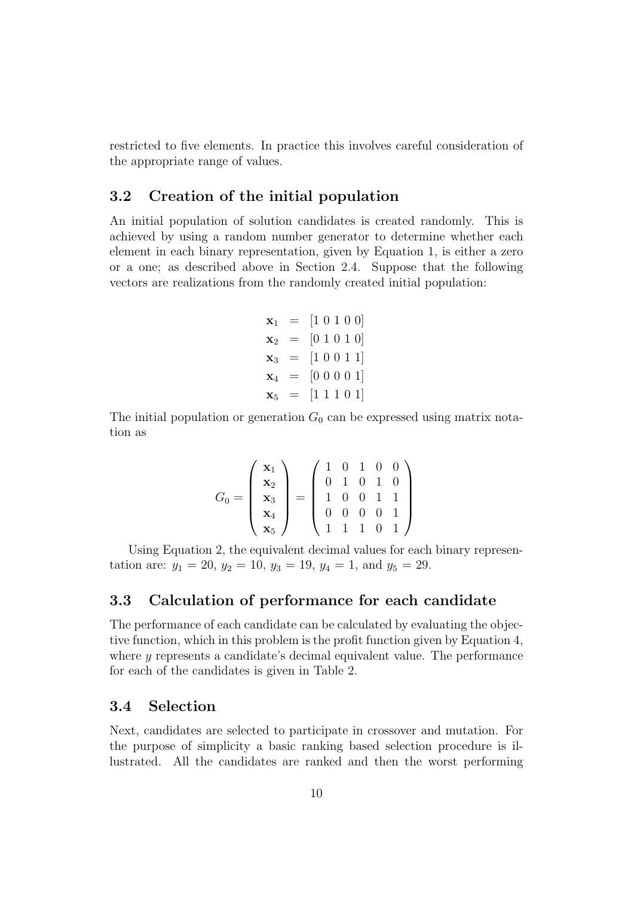restricted to five elements. In practice this involves careful consideration of the appropriate range of values.

### 3.2 Creation of the initial population

An initial population of solution candidates is created randomly. This is achieved by using a random number generator to determine whether each element in each binary representation, given by Equation 1, is either a zero or a one; as described above in Section 2.4. Suppose that the following vectors are realizations from the randomly created initial population:

$$
\begin{aligned}
\mathbf{x}_1 &= [1\ 0\ 1\ 0\ 0] \\
\mathbf{x}_2 &= [0\ 1\ 0\ 1\ 0] \\
\mathbf{x}_3 &= [1\ 0\ 0\ 1\ 1] \\
\mathbf{x}_4 &= [0\ 0\ 0\ 0\ 1] \\
\mathbf{x}_5 &= [1\ 1\ 1\ 0\ 1]
\end{aligned}
$$

The initial population or generation $G_0$ can be expressed using matrix notation as

$$
G_0 = \begin{pmatrix} \mathbf{x}_1 \\ \mathbf{x}_2 \\ \mathbf{x}_3 \\ \mathbf{x}_4 \\ \mathbf{x}_5 \end{pmatrix} = \begin{pmatrix} 1 & 0 & 1 & 0 & 0 \\ 0 & 1 & 0 & 1 & 0 \\ 1 & 0 & 0 & 1 & 1 \\ 0 & 0 & 0 & 0 & 1 \\ 1 & 1 & 1 & 0 & 1 \end{pmatrix}
$$

Using Equation 2, the equivalent decimal values for each binary representation are: $y_1 = 20$, $y_2 = 10$, $y_3 = 19$, $y_4 = 1$, and $y_5 = 29$.

### 3.3 Calculation of performance for each candidate

The performance of each candidate can be calculated by evaluating the objective function, which in this problem is the profit function given by Equation 4, where $y$ represents a candidate's decimal equivalent value. The performance for each of the candidates is given in Table 2.

### 3.4 Selection

Next, candidates are selected to participate in crossover and mutation. For the purpose of simplicity a basic ranking based selection procedure is illustrated. All the candidates are ranked and then the worst performing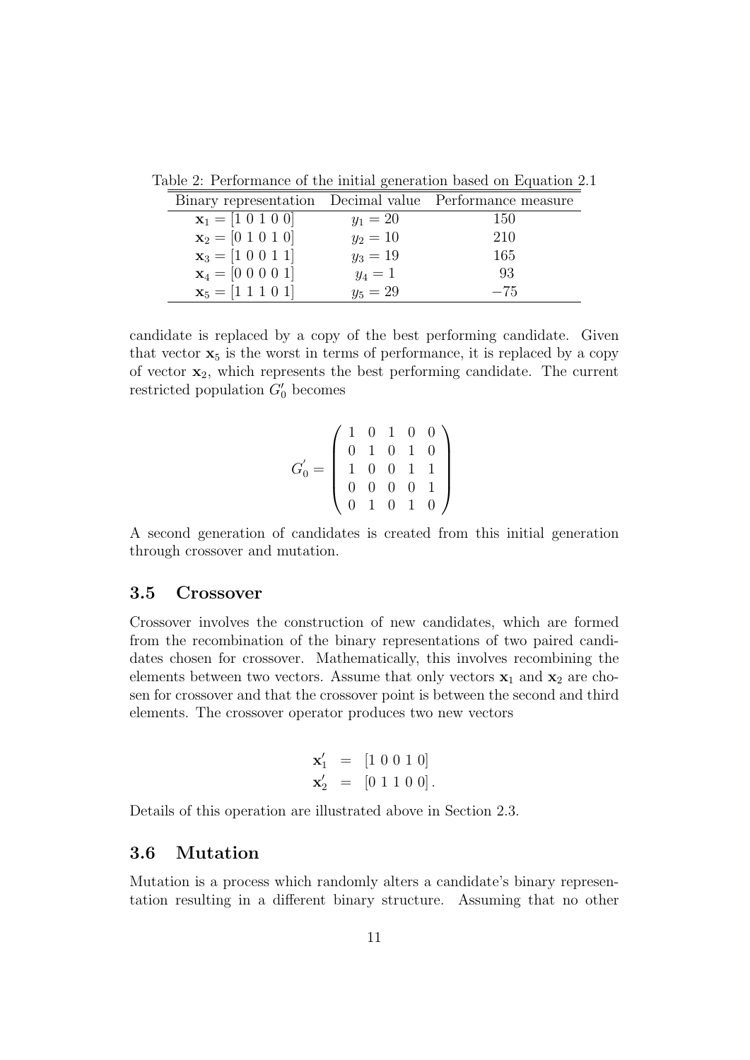Table 2: Performance of the initial generation based on Equation 2.1

| Binary representation | Decimal value | Performance measure |
|---|---|---|
| $\mathbf{x}_1 = [1\ 0\ 1\ 0\ 0]$ | $y_1 = 20$ | 150 |
| $\mathbf{x}_2 = [0\ 1\ 0\ 1\ 0]$ | $y_2 = 10$ | 210 |
| $\mathbf{x}_3 = [1\ 0\ 0\ 1\ 1]$ | $y_3 = 19$ | 165 |
| $\mathbf{x}_4 = [0\ 0\ 0\ 0\ 1]$ | $y_4 = 1$ | 93 |
| $\mathbf{x}_5 = [1\ 1\ 1\ 0\ 1]$ | $y_5 = 29$ | $-75$ |

candidate is replaced by a copy of the best performing candidate. Given that vector $\mathbf{x}_5$ is the worst in terms of performance, it is replaced by a copy of vector $\mathbf{x}_2$, which represents the best performing candidate. The current restricted population $G_0'$ becomes

$$G_0^{'} = \begin{pmatrix} 1 & 0 & 1 & 0 & 0 \\ 0 & 1 & 0 & 1 & 0 \\ 1 & 0 & 0 & 1 & 1 \\ 0 & 0 & 0 & 0 & 1 \\ 0 & 1 & 0 & 1 & 0 \end{pmatrix}$$

A second generation of candidates is created from this initial generation through crossover and mutation.

### 3.5 Crossover

Crossover involves the construction of new candidates, which are formed from the recombination of the binary representations of two paired candidates chosen for crossover. Mathematically, this involves recombining the elements between two vectors. Assume that only vectors $\mathbf{x}_1$ and $\mathbf{x}_2$ are chosen for crossover and that the crossover point is between the second and third elements. The crossover operator produces two new vectors

$$\begin{aligned} \mathbf{x}_1' &= [1\ 0\ 0\ 1\ 0] \\ \mathbf{x}_2' &= [0\ 1\ 1\ 0\ 0]\,. \end{aligned}$$

Details of this operation are illustrated above in Section 2.3.

### 3.6 Mutation

Mutation is a process which randomly alters a candidate's binary representation resulting in a different binary structure. Assuming that no other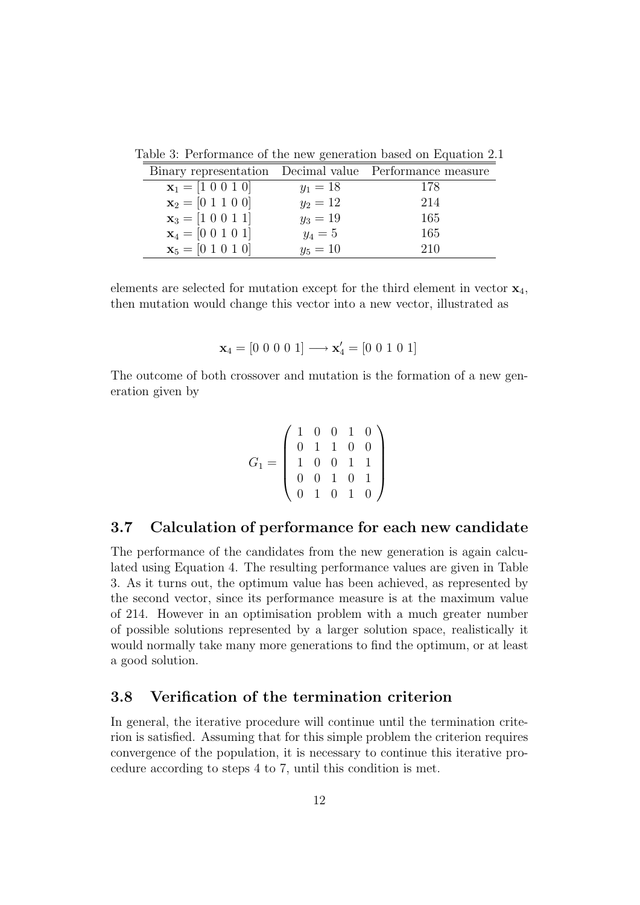Table 3: Performance of the new generation based on Equation 2.1

| Binary representation | Decimal value | Performance measure |
|---|---|---|
| $\mathbf{x}_1 = [1\ 0\ 0\ 1\ 0]$ | $y_1 = 18$ | 178 |
| $\mathbf{x}_2 = [0\ 1\ 1\ 0\ 0]$ | $y_2 = 12$ | 214 |
| $\mathbf{x}_3 = [1\ 0\ 0\ 1\ 1]$ | $y_3 = 19$ | 165 |
| $\mathbf{x}_4 = [0\ 0\ 1\ 0\ 1]$ | $y_4 = 5$ | 165 |
| $\mathbf{x}_5 = [0\ 1\ 0\ 1\ 0]$ | $y_5 = 10$ | 210 |

elements are selected for mutation except for the third element in vector $\mathbf{x}_4$, then mutation would change this vector into a new vector, illustrated as

$$\mathbf{x}_4 = [0\ 0\ 0\ 0\ 1] \longrightarrow \mathbf{x}_4' = [0\ 0\ 1\ 0\ 1]$$

The outcome of both crossover and mutation is the formation of a new generation given by

$$G_1 = \begin{pmatrix} 1 & 0 & 0 & 1 & 0 \\ 0 & 1 & 1 & 0 & 0 \\ 1 & 0 & 0 & 1 & 1 \\ 0 & 0 & 1 & 0 & 1 \\ 0 & 1 & 0 & 1 & 0 \end{pmatrix}$$

## 3.7 Calculation of performance for each new candidate

The performance of the candidates from the new generation is again calculated using Equation 4. The resulting performance values are given in Table 3. As it turns out, the optimum value has been achieved, as represented by the second vector, since its performance measure is at the maximum value of 214. However in an optimisation problem with a much greater number of possible solutions represented by a larger solution space, realistically it would normally take many more generations to find the optimum, or at least a good solution.

## 3.8 Verification of the termination criterion

In general, the iterative procedure will continue until the termination criterion is satisfied. Assuming that for this simple problem the criterion requires convergence of the population, it is necessary to continue this iterative procedure according to steps 4 to 7, until this condition is met.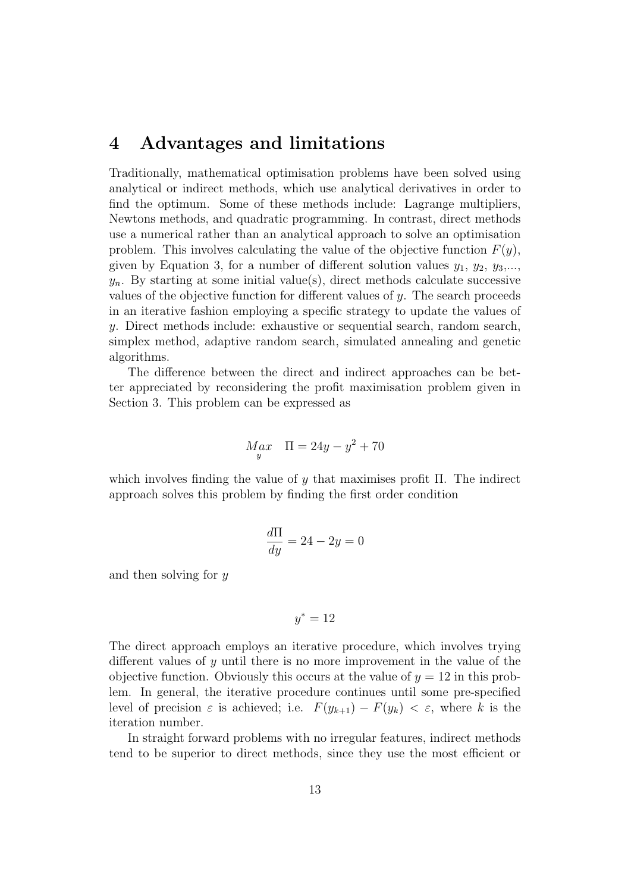## 4 Advantages and limitations

Traditionally, mathematical optimisation problems have been solved using analytical or indirect methods, which use analytical derivatives in order to find the optimum. Some of these methods include: Lagrange multipliers, Newtons methods, and quadratic programming. In contrast, direct methods use a numerical rather than an analytical approach to solve an optimisation problem. This involves calculating the value of the objective function $F(y)$, given by Equation 3, for a number of different solution values $y_1$, $y_2$, $y_3$,..., $y_n$. By starting at some initial value(s), direct methods calculate successive values of the objective function for different values of $y$. The search proceeds in an iterative fashion employing a specific strategy to update the values of $y$. Direct methods include: exhaustive or sequential search, random search, simplex method, adaptive random search, simulated annealing and genetic algorithms.

The difference between the direct and indirect approaches can be better appreciated by reconsidering the profit maximisation problem given in Section 3. This problem can be expressed as

$$\underset{y}{Max} \quad \Pi = 24y - y^2 + 70$$

which involves finding the value of $y$ that maximises profit $\Pi$. The indirect approach solves this problem by finding the first order condition

$$\frac{d\Pi}{dy} = 24 - 2y = 0$$

and then solving for $y$

$$y^* = 12$$

The direct approach employs an iterative procedure, which involves trying different values of $y$ until there is no more improvement in the value of the objective function. Obviously this occurs at the value of $y = 12$ in this problem. In general, the iterative procedure continues until some pre-specified level of precision $\varepsilon$ is achieved; i.e. $F(y_{k+1}) - F(y_k) < \varepsilon$, where $k$ is the iteration number.

In straight forward problems with no irregular features, indirect methods tend to be superior to direct methods, since they use the most efficient or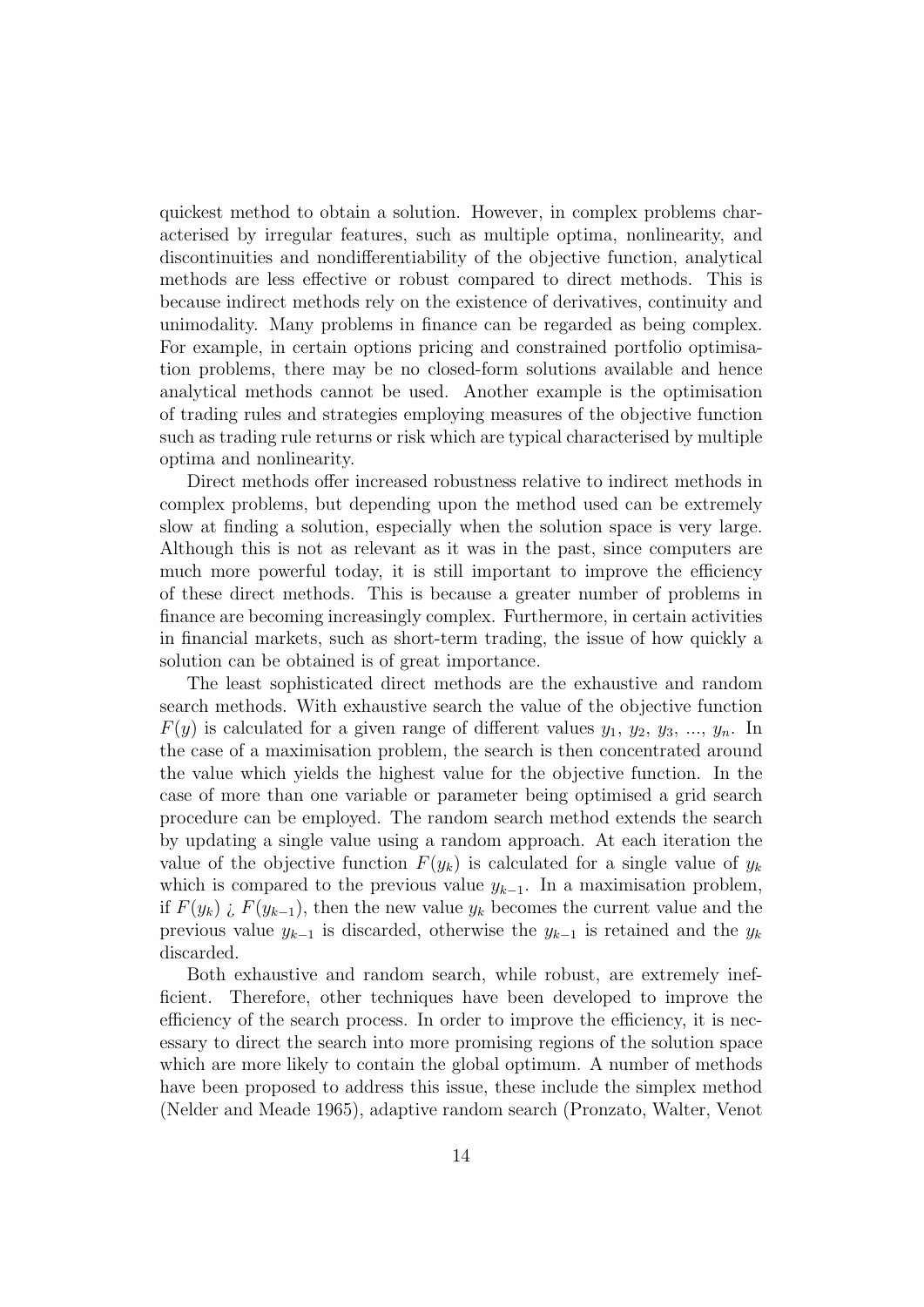quickest method to obtain a solution. However, in complex problems characterised by irregular features, such as multiple optima, nonlinearity, and discontinuities and nondifferentiability of the objective function, analytical methods are less effective or robust compared to direct methods. This is because indirect methods rely on the existence of derivatives, continuity and unimodality. Many problems in finance can be regarded as being complex. For example, in certain options pricing and constrained portfolio optimisation problems, there may be no closed-form solutions available and hence analytical methods cannot be used. Another example is the optimisation of trading rules and strategies employing measures of the objective function such as trading rule returns or risk which are typical characterised by multiple optima and nonlinearity.

Direct methods offer increased robustness relative to indirect methods in complex problems, but depending upon the method used can be extremely slow at finding a solution, especially when the solution space is very large. Although this is not as relevant as it was in the past, since computers are much more powerful today, it is still important to improve the efficiency of these direct methods. This is because a greater number of problems in finance are becoming increasingly complex. Furthermore, in certain activities in financial markets, such as short-term trading, the issue of how quickly a solution can be obtained is of great importance.

The least sophisticated direct methods are the exhaustive and random search methods. With exhaustive search the value of the objective function $F(y)$ is calculated for a given range of different values $y_1$, $y_2$, $y_3$, ..., $y_n$. In the case of a maximisation problem, the search is then concentrated around the value which yields the highest value for the objective function. In the case of more than one variable or parameter being optimised a grid search procedure can be employed. The random search method extends the search by updating a single value using a random approach. At each iteration the value of the objective function $F(y_k)$ is calculated for a single value of $y_k$ which is compared to the previous value $y_{k-1}$. In a maximisation problem, if $F(y_k) > F(y_{k-1})$, then the new value $y_k$ becomes the current value and the previous value $y_{k-1}$ is discarded, otherwise the $y_{k-1}$ is retained and the $y_k$ discarded.

Both exhaustive and random search, while robust, are extremely inefficient. Therefore, other techniques have been developed to improve the efficiency of the search process. In order to improve the efficiency, it is necessary to direct the search into more promising regions of the solution space which are more likely to contain the global optimum. A number of methods have been proposed to address this issue, these include the simplex method (Nelder and Meade 1965), adaptive random search (Pronzato, Walter, Venot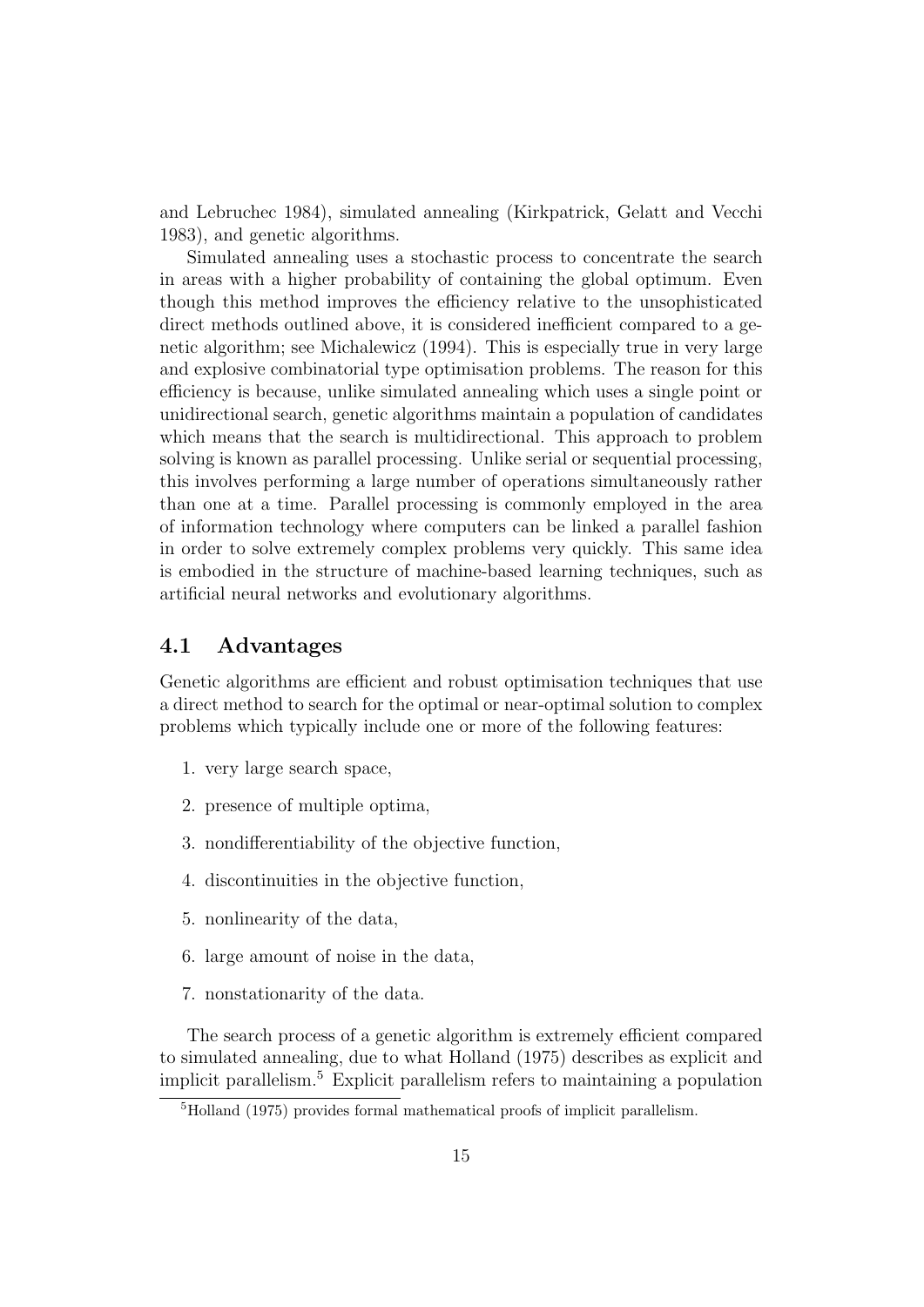and Lebruchec 1984), simulated annealing (Kirkpatrick, Gelatt and Vecchi 1983), and genetic algorithms.

Simulated annealing uses a stochastic process to concentrate the search in areas with a higher probability of containing the global optimum. Even though this method improves the efficiency relative to the unsophisticated direct methods outlined above, it is considered inefficient compared to a genetic algorithm; see Michalewicz (1994). This is especially true in very large and explosive combinatorial type optimisation problems. The reason for this efficiency is because, unlike simulated annealing which uses a single point or unidirectional search, genetic algorithms maintain a population of candidates which means that the search is multidirectional. This approach to problem solving is known as parallel processing. Unlike serial or sequential processing, this involves performing a large number of operations simultaneously rather than one at a time. Parallel processing is commonly employed in the area of information technology where computers can be linked a parallel fashion in order to solve extremely complex problems very quickly. This same idea is embodied in the structure of machine-based learning techniques, such as artificial neural networks and evolutionary algorithms.

## 4.1 Advantages

Genetic algorithms are efficient and robust optimisation techniques that use a direct method to search for the optimal or near-optimal solution to complex problems which typically include one or more of the following features:

1. very large search space,
2. presence of multiple optima,
3. nondifferentiability of the objective function,
4. discontinuities in the objective function,
5. nonlinearity of the data,
6. large amount of noise in the data,
7. nonstationarity of the data.

The search process of a genetic algorithm is extremely efficient compared to simulated annealing, due to what Holland (1975) describes as explicit and implicit parallelism.[5] Explicit parallelism refers to maintaining a population

[5] Holland (1975) provides formal mathematical proofs of implicit parallelism.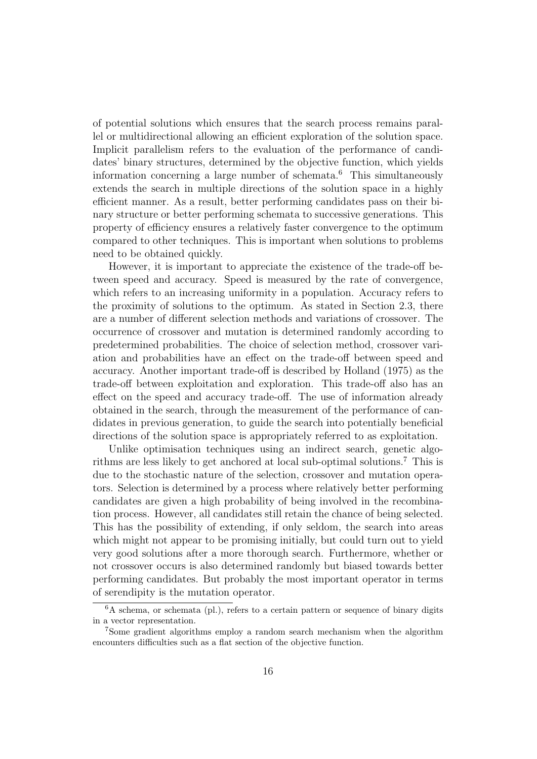of potential solutions which ensures that the search process remains parallel or multidirectional allowing an efficient exploration of the solution space. Implicit parallelism refers to the evaluation of the performance of candidates' binary structures, determined by the objective function, which yields information concerning a large number of schemata.[6] This simultaneously extends the search in multiple directions of the solution space in a highly efficient manner. As a result, better performing candidates pass on their binary structure or better performing schemata to successive generations. This property of efficiency ensures a relatively faster convergence to the optimum compared to other techniques. This is important when solutions to problems need to be obtained quickly.

However, it is important to appreciate the existence of the trade-off between speed and accuracy. Speed is measured by the rate of convergence, which refers to an increasing uniformity in a population. Accuracy refers to the proximity of solutions to the optimum. As stated in Section 2.3, there are a number of different selection methods and variations of crossover. The occurrence of crossover and mutation is determined randomly according to predetermined probabilities. The choice of selection method, crossover variation and probabilities have an effect on the trade-off between speed and accuracy. Another important trade-off is described by Holland (1975) as the trade-off between exploitation and exploration. This trade-off also has an effect on the speed and accuracy trade-off. The use of information already obtained in the search, through the measurement of the performance of candidates in previous generation, to guide the search into potentially beneficial directions of the solution space is appropriately referred to as exploitation.

Unlike optimisation techniques using an indirect search, genetic algorithms are less likely to get anchored at local sub-optimal solutions.[7] This is due to the stochastic nature of the selection, crossover and mutation operators. Selection is determined by a process where relatively better performing candidates are given a high probability of being involved in the recombination process. However, all candidates still retain the chance of being selected. This has the possibility of extending, if only seldom, the search into areas which might not appear to be promising initially, but could turn out to yield very good solutions after a more thorough search. Furthermore, whether or not crossover occurs is also determined randomly but biased towards better performing candidates. But probably the most important operator in terms of serendipity is the mutation operator.

---

[6] A schema, or schemata (pl.), refers to a certain pattern or sequence of binary digits in a vector representation.

[7] Some gradient algorithms employ a random search mechanism when the algorithm encounters difficulties such as a flat section of the objective function.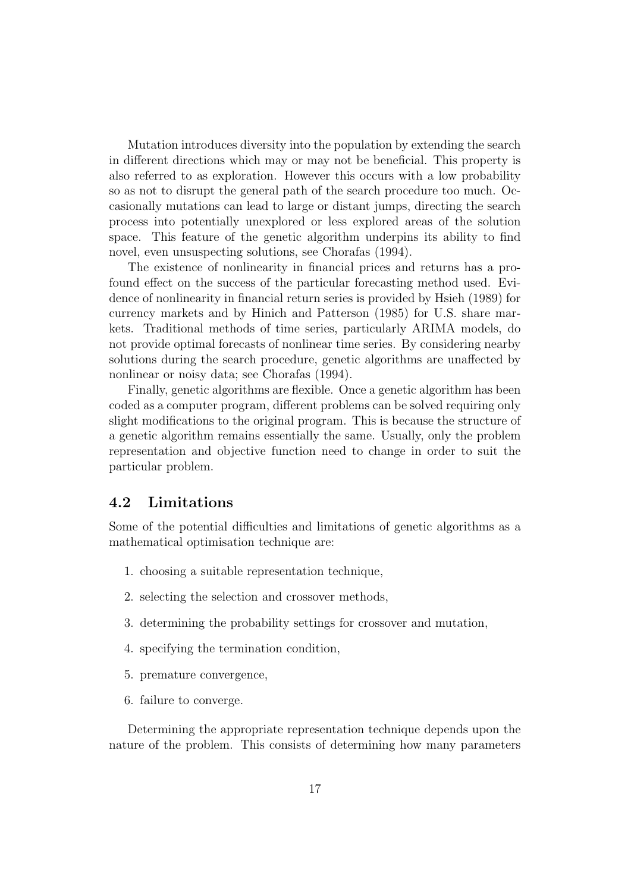Mutation introduces diversity into the population by extending the search in different directions which may or may not be beneficial. This property is also referred to as exploration. However this occurs with a low probability so as not to disrupt the general path of the search procedure too much. Occasionally mutations can lead to large or distant jumps, directing the search process into potentially unexplored or less explored areas of the solution space. This feature of the genetic algorithm underpins its ability to find novel, even unsuspecting solutions, see Chorafas (1994).

The existence of nonlinearity in financial prices and returns has a profound effect on the success of the particular forecasting method used. Evidence of nonlinearity in financial return series is provided by Hsieh (1989) for currency markets and by Hinich and Patterson (1985) for U.S. share markets. Traditional methods of time series, particularly ARIMA models, do not provide optimal forecasts of nonlinear time series. By considering nearby solutions during the search procedure, genetic algorithms are unaffected by nonlinear or noisy data; see Chorafas (1994).

Finally, genetic algorithms are flexible. Once a genetic algorithm has been coded as a computer program, different problems can be solved requiring only slight modifications to the original program. This is because the structure of a genetic algorithm remains essentially the same. Usually, only the problem representation and objective function need to change in order to suit the particular problem.

## 4.2 Limitations

Some of the potential difficulties and limitations of genetic algorithms as a mathematical optimisation technique are:

1. choosing a suitable representation technique,
2. selecting the selection and crossover methods,
3. determining the probability settings for crossover and mutation,
4. specifying the termination condition,
5. premature convergence,
6. failure to converge.

Determining the appropriate representation technique depends upon the nature of the problem. This consists of determining how many parameters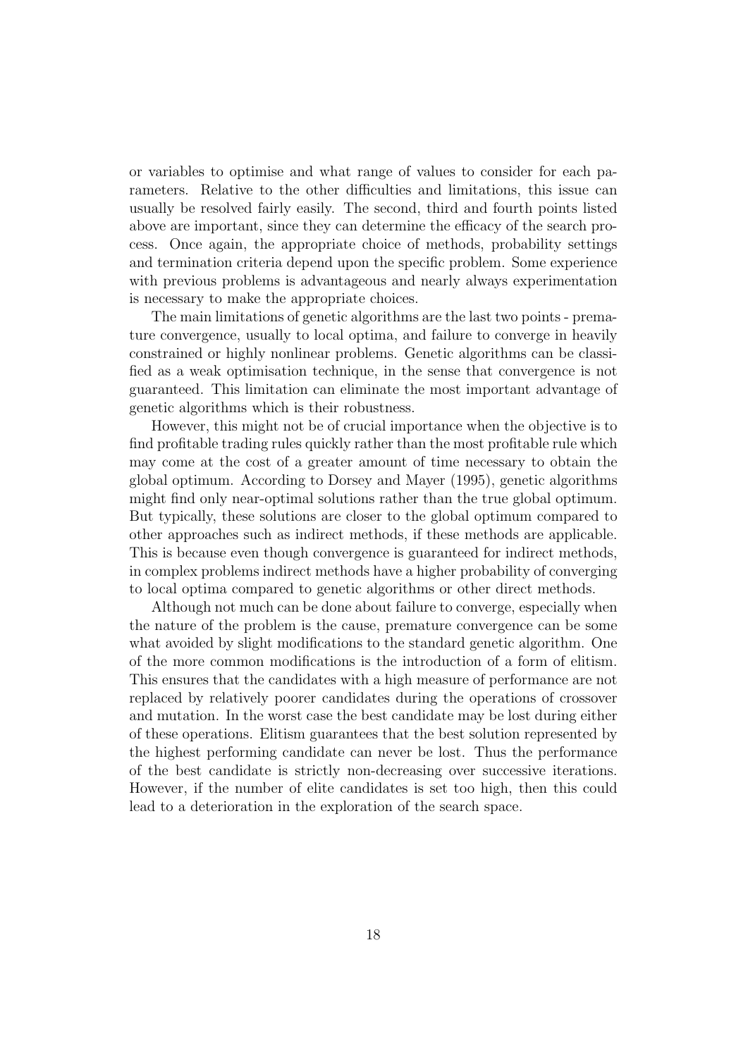or variables to optimise and what range of values to consider for each parameters. Relative to the other difficulties and limitations, this issue can usually be resolved fairly easily. The second, third and fourth points listed above are important, since they can determine the efficacy of the search process. Once again, the appropriate choice of methods, probability settings and termination criteria depend upon the specific problem. Some experience with previous problems is advantageous and nearly always experimentation is necessary to make the appropriate choices.

The main limitations of genetic algorithms are the last two points - premature convergence, usually to local optima, and failure to converge in heavily constrained or highly nonlinear problems. Genetic algorithms can be classified as a weak optimisation technique, in the sense that convergence is not guaranteed. This limitation can eliminate the most important advantage of genetic algorithms which is their robustness.

However, this might not be of crucial importance when the objective is to find profitable trading rules quickly rather than the most profitable rule which may come at the cost of a greater amount of time necessary to obtain the global optimum. According to Dorsey and Mayer (1995), genetic algorithms might find only near-optimal solutions rather than the true global optimum. But typically, these solutions are closer to the global optimum compared to other approaches such as indirect methods, if these methods are applicable. This is because even though convergence is guaranteed for indirect methods, in complex problems indirect methods have a higher probability of converging to local optima compared to genetic algorithms or other direct methods.

Although not much can be done about failure to converge, especially when the nature of the problem is the cause, premature convergence can be some what avoided by slight modifications to the standard genetic algorithm. One of the more common modifications is the introduction of a form of elitism. This ensures that the candidates with a high measure of performance are not replaced by relatively poorer candidates during the operations of crossover and mutation. In the worst case the best candidate may be lost during either of these operations. Elitism guarantees that the best solution represented by the highest performing candidate can never be lost. Thus the performance of the best candidate is strictly non-decreasing over successive iterations. However, if the number of elite candidates is set too high, then this could lead to a deterioration in the exploration of the search space.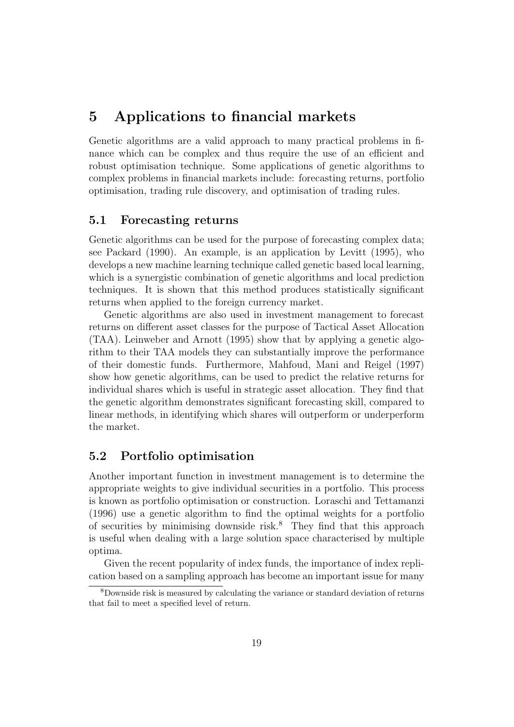# 5 Applications to financial markets

Genetic algorithms are a valid approach to many practical problems in finance which can be complex and thus require the use of an efficient and robust optimisation technique. Some applications of genetic algorithms to complex problems in financial markets include: forecasting returns, portfolio optimisation, trading rule discovery, and optimisation of trading rules.

## 5.1 Forecasting returns

Genetic algorithms can be used for the purpose of forecasting complex data; see Packard (1990). An example, is an application by Levitt (1995), who develops a new machine learning technique called genetic based local learning, which is a synergistic combination of genetic algorithms and local prediction techniques. It is shown that this method produces statistically significant returns when applied to the foreign currency market.

Genetic algorithms are also used in investment management to forecast returns on different asset classes for the purpose of Tactical Asset Allocation (TAA). Leinweber and Arnott (1995) show that by applying a genetic algorithm to their TAA models they can substantially improve the performance of their domestic funds. Furthermore, Mahfoud, Mani and Reigel (1997) show how genetic algorithms, can be used to predict the relative returns for individual shares which is useful in strategic asset allocation. They find that the genetic algorithm demonstrates significant forecasting skill, compared to linear methods, in identifying which shares will outperform or underperform the market.

## 5.2 Portfolio optimisation

Another important function in investment management is to determine the appropriate weights to give individual securities in a portfolio. This process is known as portfolio optimisation or construction. Loraschi and Tettamanzi (1996) use a genetic algorithm to find the optimal weights for a portfolio of securities by minimising downside risk.[8] They find that this approach is useful when dealing with a large solution space characterised by multiple optima.

Given the recent popularity of index funds, the importance of index replication based on a sampling approach has become an important issue for many

[8] Downside risk is measured by calculating the variance or standard deviation of returns that fail to meet a specified level of return.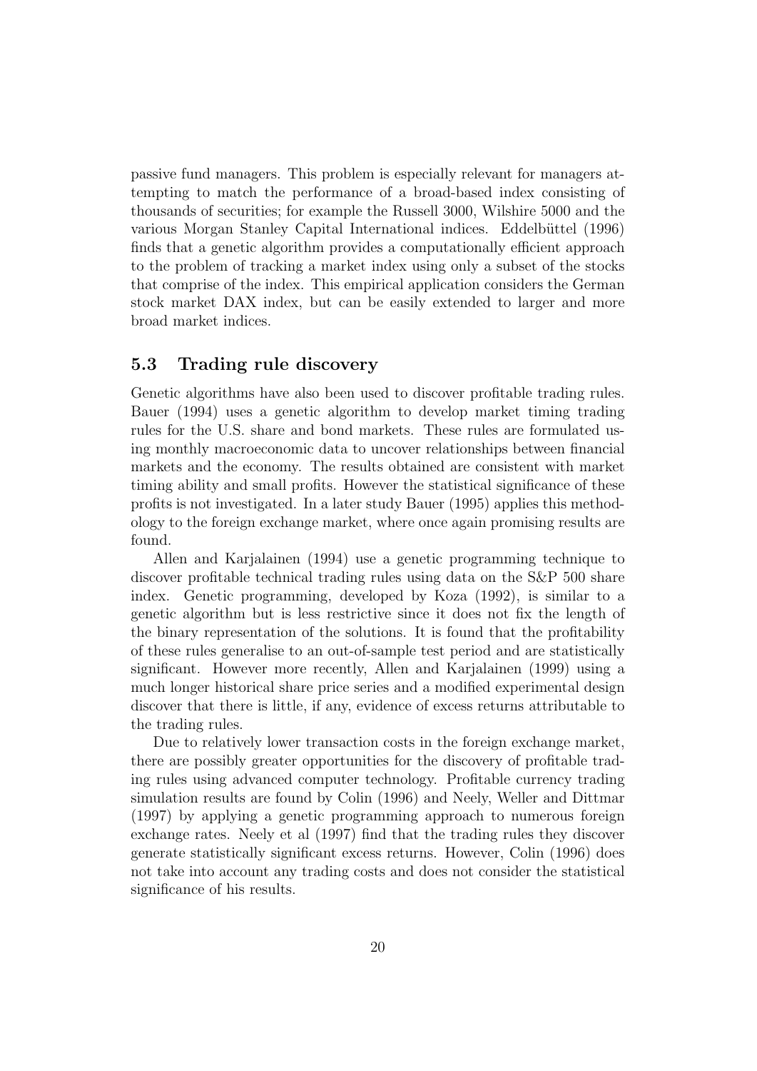passive fund managers. This problem is especially relevant for managers attempting to match the performance of a broad-based index consisting of thousands of securities; for example the Russell 3000, Wilshire 5000 and the various Morgan Stanley Capital International indices. Eddelbüttel (1996) finds that a genetic algorithm provides a computationally efficient approach to the problem of tracking a market index using only a subset of the stocks that comprise of the index. This empirical application considers the German stock market DAX index, but can be easily extended to larger and more broad market indices.

### 5.3 Trading rule discovery

Genetic algorithms have also been used to discover profitable trading rules. Bauer (1994) uses a genetic algorithm to develop market timing trading rules for the U.S. share and bond markets. These rules are formulated using monthly macroeconomic data to uncover relationships between financial markets and the economy. The results obtained are consistent with market timing ability and small profits. However the statistical significance of these profits is not investigated. In a later study Bauer (1995) applies this methodology to the foreign exchange market, where once again promising results are found.

Allen and Karjalainen (1994) use a genetic programming technique to discover profitable technical trading rules using data on the S&P 500 share index. Genetic programming, developed by Koza (1992), is similar to a genetic algorithm but is less restrictive since it does not fix the length of the binary representation of the solutions. It is found that the profitability of these rules generalise to an out-of-sample test period and are statistically significant. However more recently, Allen and Karjalainen (1999) using a much longer historical share price series and a modified experimental design discover that there is little, if any, evidence of excess returns attributable to the trading rules.

Due to relatively lower transaction costs in the foreign exchange market, there are possibly greater opportunities for the discovery of profitable trading rules using advanced computer technology. Profitable currency trading simulation results are found by Colin (1996) and Neely, Weller and Dittmar (1997) by applying a genetic programming approach to numerous foreign exchange rates. Neely et al (1997) find that the trading rules they discover generate statistically significant excess returns. However, Colin (1996) does not take into account any trading costs and does not consider the statistical significance of his results.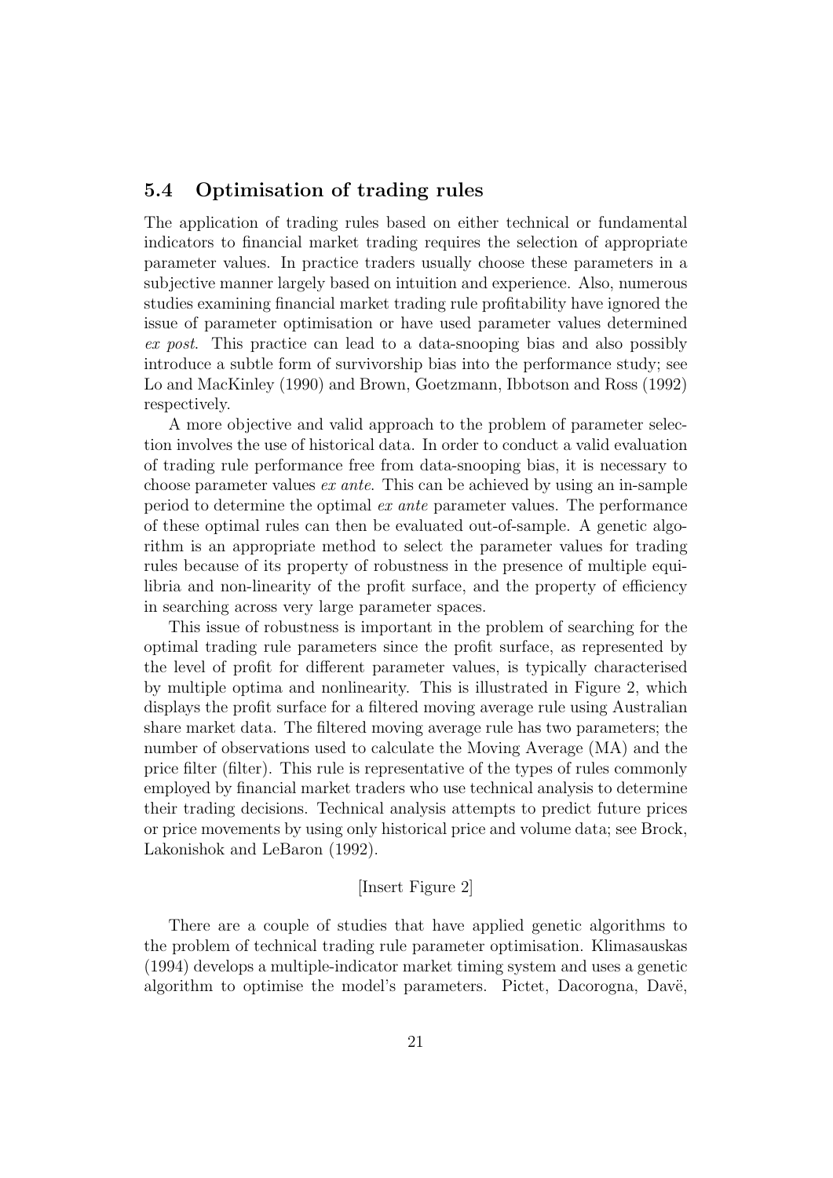## 5.4 Optimisation of trading rules

The application of trading rules based on either technical or fundamental indicators to financial market trading requires the selection of appropriate parameter values. In practice traders usually choose these parameters in a subjective manner largely based on intuition and experience. Also, numerous studies examining financial market trading rule profitability have ignored the issue of parameter optimisation or have used parameter values determined *ex post*. This practice can lead to a data-snooping bias and also possibly introduce a subtle form of survivorship bias into the performance study; see Lo and MacKinley (1990) and Brown, Goetzmann, Ibbotson and Ross (1992) respectively.

A more objective and valid approach to the problem of parameter selection involves the use of historical data. In order to conduct a valid evaluation of trading rule performance free from data-snooping bias, it is necessary to choose parameter values *ex ante*. This can be achieved by using an in-sample period to determine the optimal *ex ante* parameter values. The performance of these optimal rules can then be evaluated out-of-sample. A genetic algorithm is an appropriate method to select the parameter values for trading rules because of its property of robustness in the presence of multiple equilibria and non-linearity of the profit surface, and the property of efficiency in searching across very large parameter spaces.

This issue of robustness is important in the problem of searching for the optimal trading rule parameters since the profit surface, as represented by the level of profit for different parameter values, is typically characterised by multiple optima and nonlinearity. This is illustrated in Figure 2, which displays the profit surface for a filtered moving average rule using Australian share market data. The filtered moving average rule has two parameters; the number of observations used to calculate the Moving Average (MA) and the price filter (filter). This rule is representative of the types of rules commonly employed by financial market traders who use technical analysis to determine their trading decisions. Technical analysis attempts to predict future prices or price movements by using only historical price and volume data; see Brock, Lakonishok and LeBaron (1992).

[Insert Figure 2]

There are a couple of studies that have applied genetic algorithms to the problem of technical trading rule parameter optimisation. Klimasauskas (1994) develops a multiple-indicator market timing system and uses a genetic algorithm to optimise the model's parameters. Pictet, Dacorogna, Davë,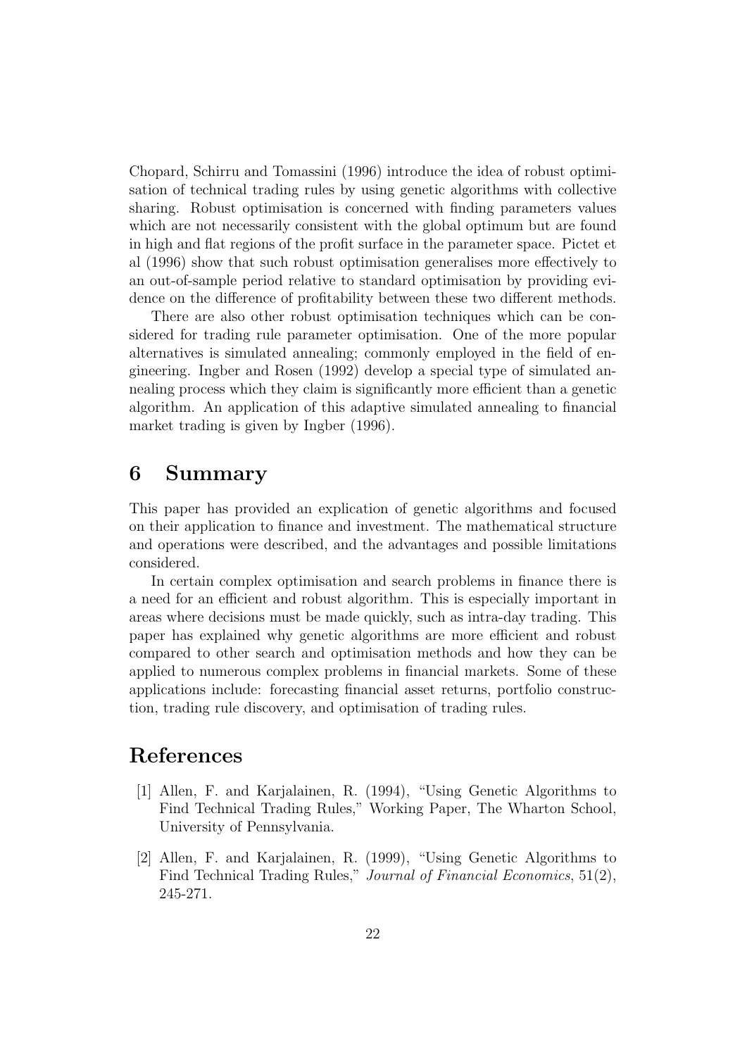Chopard, Schirru and Tomassini (1996) introduce the idea of robust optimisation of technical trading rules by using genetic algorithms with collective sharing. Robust optimisation is concerned with finding parameters values which are not necessarily consistent with the global optimum but are found in high and flat regions of the profit surface in the parameter space. Pictet et al (1996) show that such robust optimisation generalises more effectively to an out-of-sample period relative to standard optimisation by providing evidence on the difference of profitability between these two different methods.

There are also other robust optimisation techniques which can be considered for trading rule parameter optimisation. One of the more popular alternatives is simulated annealing; commonly employed in the field of engineering. Ingber and Rosen (1992) develop a special type of simulated annealing process which they claim is significantly more efficient than a genetic algorithm. An application of this adaptive simulated annealing to financial market trading is given by Ingber (1996).

# 6 Summary

This paper has provided an explication of genetic algorithms and focused on their application to finance and investment. The mathematical structure and operations were described, and the advantages and possible limitations considered.

In certain complex optimisation and search problems in finance there is a need for an efficient and robust algorithm. This is especially important in areas where decisions must be made quickly, such as intra-day trading. This paper has explained why genetic algorithms are more efficient and robust compared to other search and optimisation methods and how they can be applied to numerous complex problems in financial markets. Some of these applications include: forecasting financial asset returns, portfolio construction, trading rule discovery, and optimisation of trading rules.

# References

[1] Allen, F. and Karjalainen, R. (1994), "Using Genetic Algorithms to Find Technical Trading Rules," Working Paper, The Wharton School, University of Pennsylvania.

[2] Allen, F. and Karjalainen, R. (1999), "Using Genetic Algorithms to Find Technical Trading Rules," *Journal of Financial Economics*, 51(2), 245-271.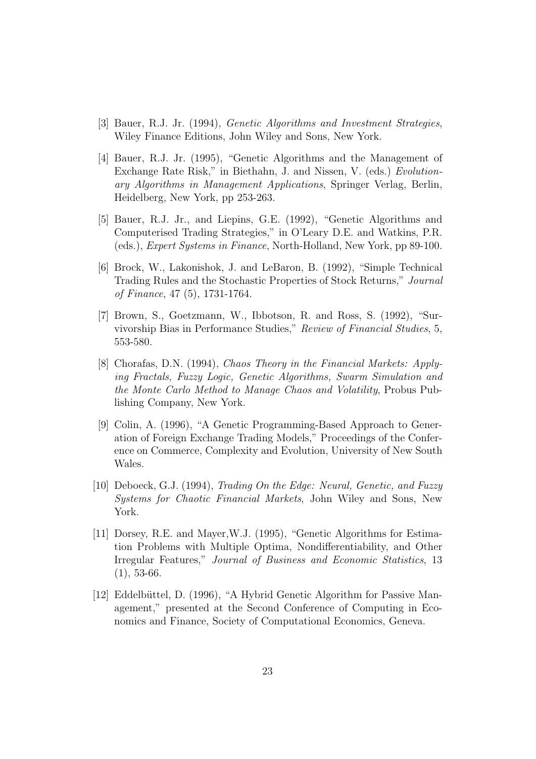[3] Bauer, R.J. Jr. (1994), *Genetic Algorithms and Investment Strategies*, Wiley Finance Editions, John Wiley and Sons, New York.

[4] Bauer, R.J. Jr. (1995), "Genetic Algorithms and the Management of Exchange Rate Risk," in Biethahn, J. and Nissen, V. (eds.) *Evolutionary Algorithms in Management Applications*, Springer Verlag, Berlin, Heidelberg, New York, pp 253-263.

[5] Bauer, R.J. Jr., and Liepins, G.E. (1992), "Genetic Algorithms and Computerised Trading Strategies," in O'Leary D.E. and Watkins, P.R. (eds.), *Expert Systems in Finance*, North-Holland, New York, pp 89-100.

[6] Brock, W., Lakonishok, J. and LeBaron, B. (1992), "Simple Technical Trading Rules and the Stochastic Properties of Stock Returns," *Journal of Finance*, 47 (5), 1731-1764.

[7] Brown, S., Goetzmann, W., Ibbotson, R. and Ross, S. (1992), "Survivorship Bias in Performance Studies," *Review of Financial Studies*, 5, 553-580.

[8] Chorafas, D.N. (1994), *Chaos Theory in the Financial Markets: Applying Fractals, Fuzzy Logic, Genetic Algorithms, Swarm Simulation and the Monte Carlo Method to Manage Chaos and Volatility*, Probus Publishing Company, New York.

[9] Colin, A. (1996), "A Genetic Programming-Based Approach to Generation of Foreign Exchange Trading Models," Proceedings of the Conference on Commerce, Complexity and Evolution, University of New South Wales.

[10] Deboeck, G.J. (1994), *Trading On the Edge: Neural, Genetic, and Fuzzy Systems for Chaotic Financial Markets*, John Wiley and Sons, New York.

[11] Dorsey, R.E. and Mayer,W.J. (1995), "Genetic Algorithms for Estimation Problems with Multiple Optima, Nondifferentiability, and Other Irregular Features," *Journal of Business and Economic Statistics*, 13 (1), 53-66.

[12] Eddelbüttel, D. (1996), "A Hybrid Genetic Algorithm for Passive Management," presented at the Second Conference of Computing in Economics and Finance, Society of Computational Economics, Geneva.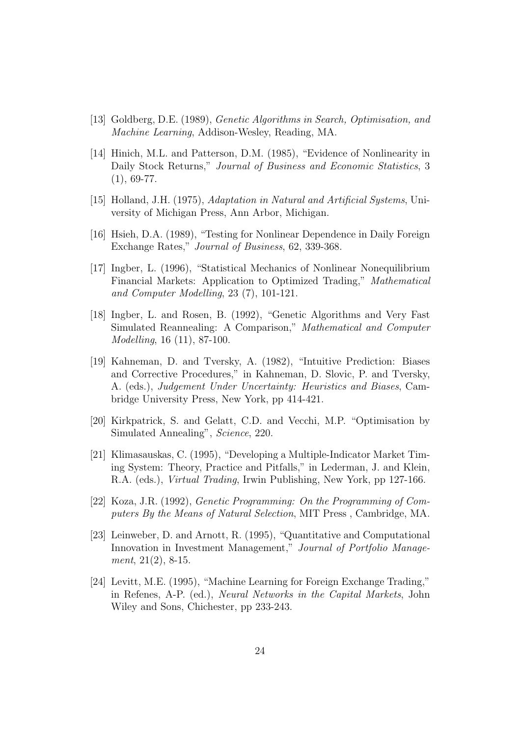[13] Goldberg, D.E. (1989), *Genetic Algorithms in Search, Optimisation, and Machine Learning*, Addison-Wesley, Reading, MA.

[14] Hinich, M.L. and Patterson, D.M. (1985), "Evidence of Nonlinearity in Daily Stock Returns," *Journal of Business and Economic Statistics*, 3 (1), 69-77.

[15] Holland, J.H. (1975), *Adaptation in Natural and Artificial Systems*, University of Michigan Press, Ann Arbor, Michigan.

[16] Hsieh, D.A. (1989), "Testing for Nonlinear Dependence in Daily Foreign Exchange Rates," *Journal of Business*, 62, 339-368.

[17] Ingber, L. (1996), "Statistical Mechanics of Nonlinear Nonequilibrium Financial Markets: Application to Optimized Trading," *Mathematical and Computer Modelling*, 23 (7), 101-121.

[18] Ingber, L. and Rosen, B. (1992), "Genetic Algorithms and Very Fast Simulated Reannealing: A Comparison," *Mathematical and Computer Modelling*, 16 (11), 87-100.

[19] Kahneman, D. and Tversky, A. (1982), "Intuitive Prediction: Biases and Corrective Procedures," in Kahneman, D. Slovic, P. and Tversky, A. (eds.), *Judgement Under Uncertainty: Heuristics and Biases*, Cambridge University Press, New York, pp 414-421.

[20] Kirkpatrick, S. and Gelatt, C.D. and Vecchi, M.P. "Optimisation by Simulated Annealing", *Science*, 220.

[21] Klimasauskas, C. (1995), "Developing a Multiple-Indicator Market Timing System: Theory, Practice and Pitfalls," in Lederman, J. and Klein, R.A. (eds.), *Virtual Trading*, Irwin Publishing, New York, pp 127-166.

[22] Koza, J.R. (1992), *Genetic Programming: On the Programming of Computers By the Means of Natural Selection*, MIT Press , Cambridge, MA.

[23] Leinweber, D. and Arnott, R. (1995), "Quantitative and Computational Innovation in Investment Management," *Journal of Portfolio Management*, 21(2), 8-15.

[24] Levitt, M.E. (1995), "Machine Learning for Foreign Exchange Trading," in Refenes, A-P. (ed.), *Neural Networks in the Capital Markets*, John Wiley and Sons, Chichester, pp 233-243.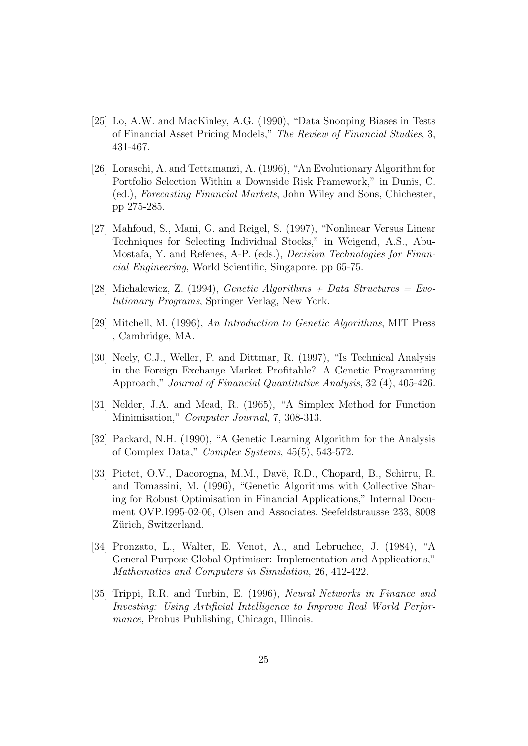[25] Lo, A.W. and MacKinley, A.G. (1990), "Data Snooping Biases in Tests of Financial Asset Pricing Models," *The Review of Financial Studies*, 3, 431-467.

[26] Loraschi, A. and Tettamanzi, A. (1996), "An Evolutionary Algorithm for Portfolio Selection Within a Downside Risk Framework," in Dunis, C. (ed.), *Forecasting Financial Markets*, John Wiley and Sons, Chichester, pp 275-285.

[27] Mahfoud, S., Mani, G. and Reigel, S. (1997), "Nonlinear Versus Linear Techniques for Selecting Individual Stocks," in Weigend, A.S., Abu-Mostafa, Y. and Refenes, A-P. (eds.), *Decision Technologies for Financial Engineering*, World Scientific, Singapore, pp 65-75.

[28] Michalewicz, Z. (1994), *Genetic Algorithms + Data Structures = Evolutionary Programs*, Springer Verlag, New York.

[29] Mitchell, M. (1996), *An Introduction to Genetic Algorithms*, MIT Press , Cambridge, MA.

[30] Neely, C.J., Weller, P. and Dittmar, R. (1997), "Is Technical Analysis in the Foreign Exchange Market Profitable? A Genetic Programming Approach," *Journal of Financial Quantitative Analysis*, 32 (4), 405-426.

[31] Nelder, J.A. and Mead, R. (1965), "A Simplex Method for Function Minimisation," *Computer Journal*, 7, 308-313.

[32] Packard, N.H. (1990), "A Genetic Learning Algorithm for the Analysis of Complex Data," *Complex Systems*, 45(5), 543-572.

[33] Pictet, O.V., Dacorogna, M.M., Davë, R.D., Chopard, B., Schirru, R. and Tomassini, M. (1996), "Genetic Algorithms with Collective Sharing for Robust Optimisation in Financial Applications," Internal Document OVP.1995-02-06, Olsen and Associates, Seefeldstrausse 233, 8008 Zürich, Switzerland.

[34] Pronzato, L., Walter, E. Venot, A., and Lebruchec, J. (1984), "A General Purpose Global Optimiser: Implementation and Applications," *Mathematics and Computers in Simulation,* 26, 412-422.

[35] Trippi, R.R. and Turbin, E. (1996), *Neural Networks in Finance and Investing: Using Artificial Intelligence to Improve Real World Performance*, Probus Publishing, Chicago, Illinois.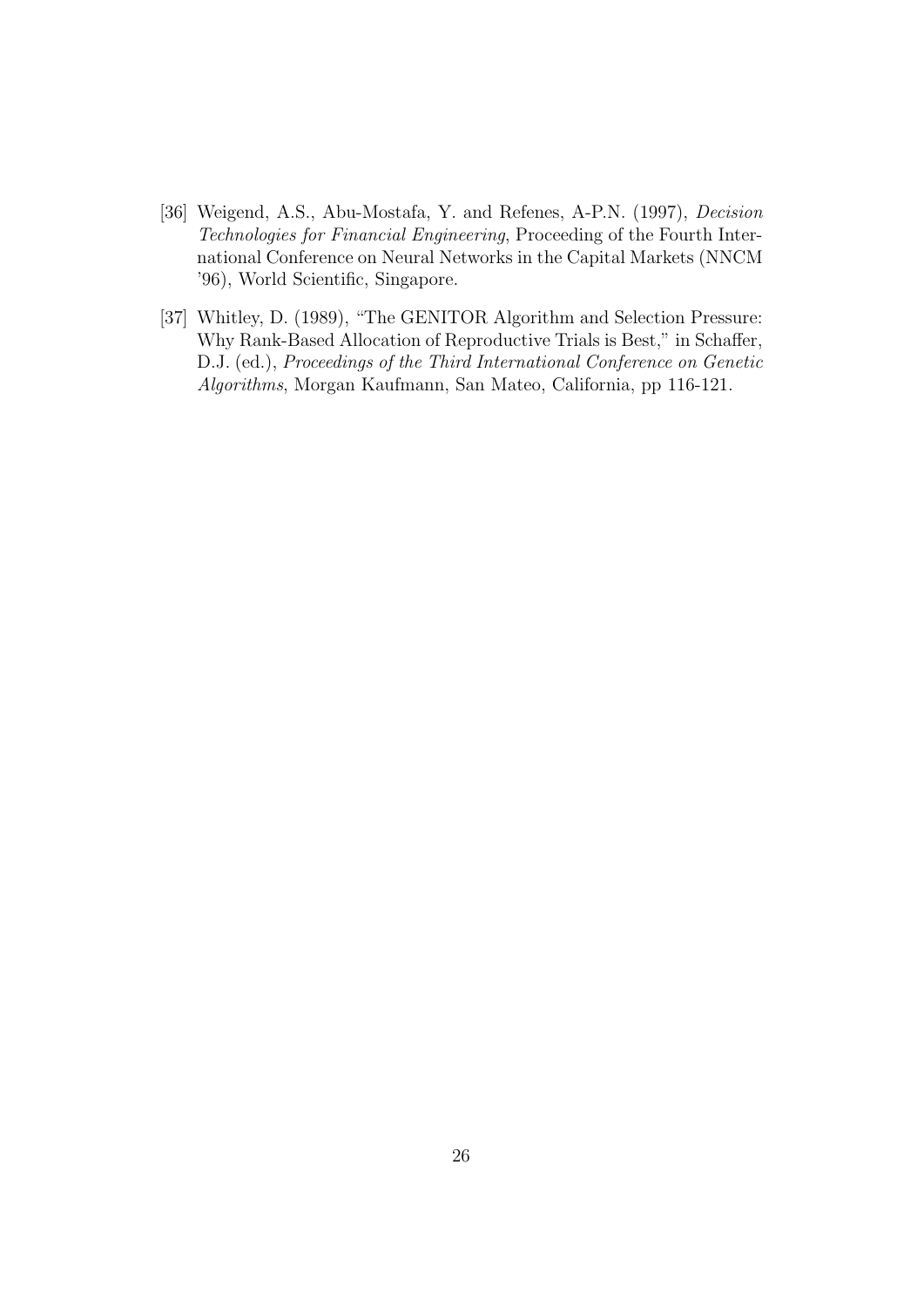[36] Weigend, A.S., Abu-Mostafa, Y. and Refenes, A-P.N. (1997), *Decision Technologies for Financial Engineering*, Proceeding of the Fourth International Conference on Neural Networks in the Capital Markets (NNCM '96), World Scientific, Singapore.

[37] Whitley, D. (1989), "The GENITOR Algorithm and Selection Pressure: Why Rank-Based Allocation of Reproductive Trials is Best," in Schaffer, D.J. (ed.), *Proceedings of the Third International Conference on Genetic Algorithms*, Morgan Kaufmann, San Mateo, California, pp 116-121.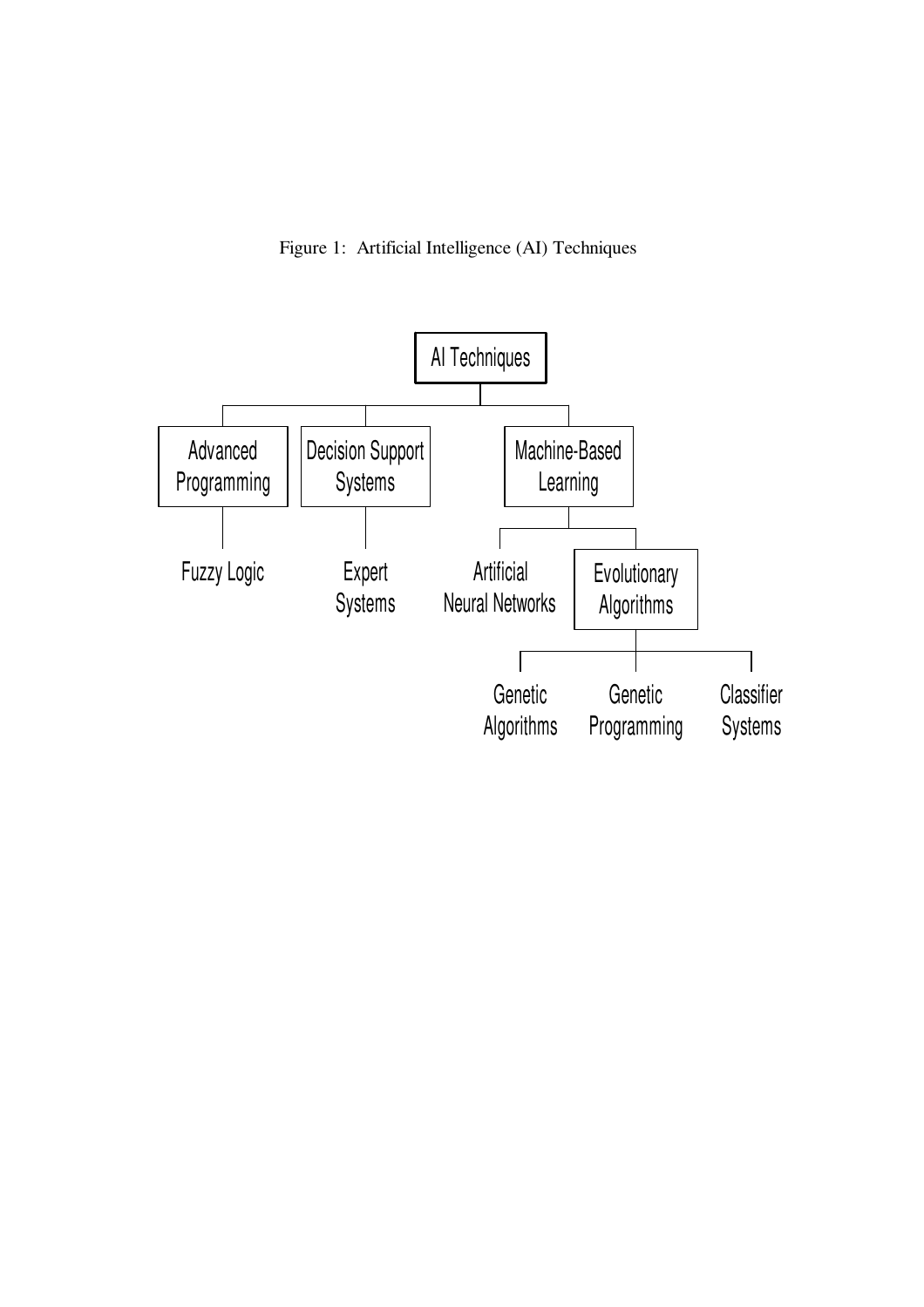Figure 1: Artificial Intelligence (AI) Techniques

- AI Techniques
  - Advanced Programming
    - Fuzzy Logic
  - Decision Support Systems
    - Expert Systems
  - Machine-Based Learning
    - Artificial Neural Networks
    - Evolutionary Algorithms
      - Genetic Algorithms
      - Genetic Programming
      - Classifier Systems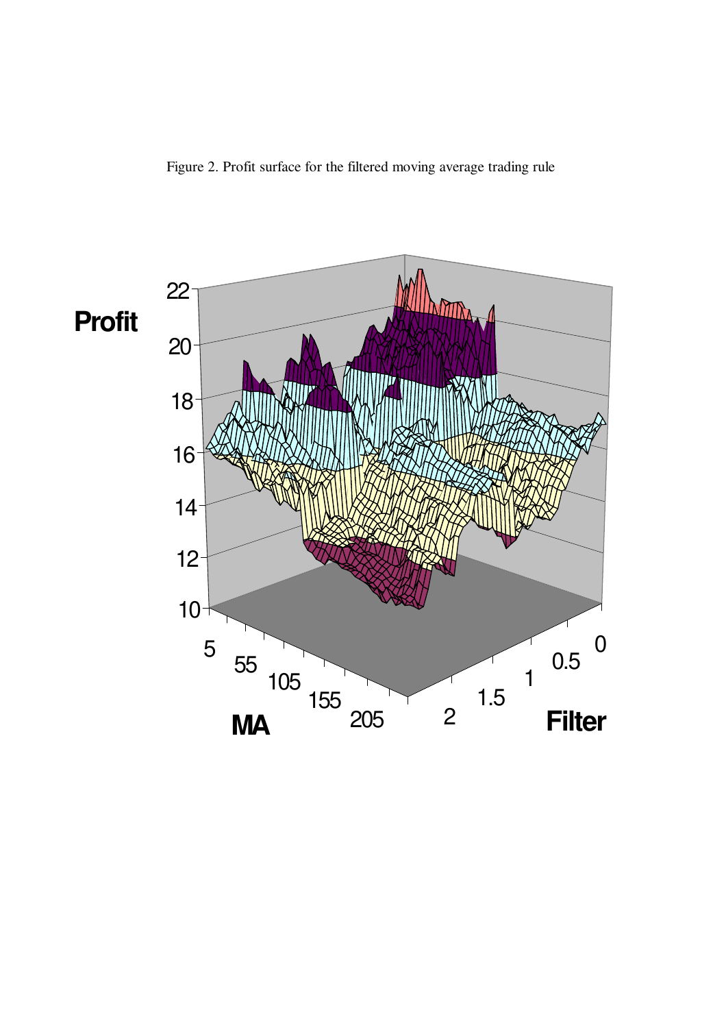Figure 2. Profit surface for the filtered moving average trading rule

Profit

22

20

18

16

14

12

10

MA

5

55

105

155

205

Filter

0

0.5

1

1.5

2